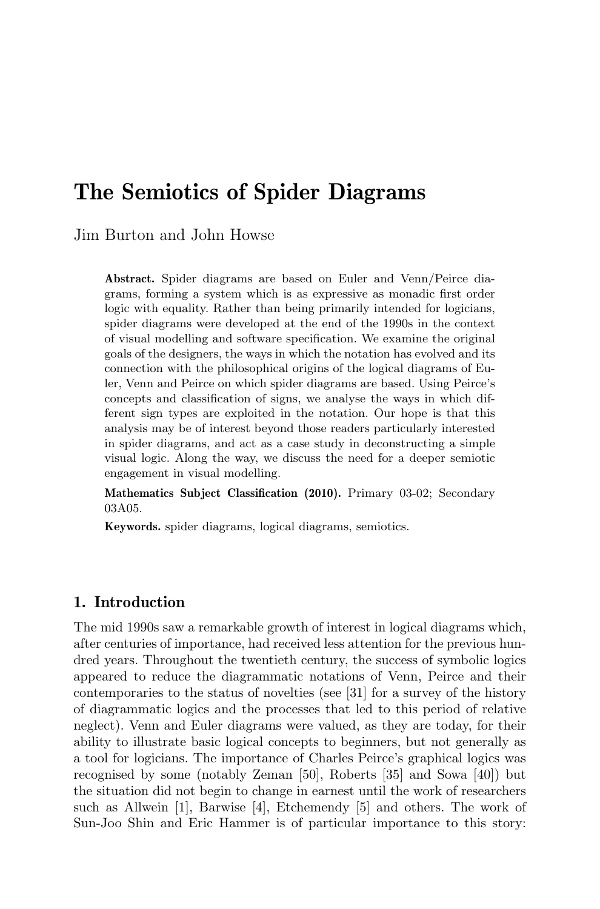# The Semiotics of Spider Diagrams

Jim Burton and John Howse

**Abstract.** Spider diagrams are based on Euler and Venn/Peirce diagrams, forming a system which is as expressive as monadic first order logic with equality. Rather than being primarily intended for logicians, spider diagrams were developed at the end of the 1990s in the context of visual modelling and software specification. We examine the original goals of the designers, the ways in which the notation has evolved and its connection with the philosophical origins of the logical diagrams of Euler, Venn and Peirce on which spider diagrams are based. Using Peirce's concepts and classification of signs, we analyse the ways in which different sign types are exploited in the notation. Our hope is that this analysis may be of interest beyond those readers particularly interested in spider diagrams, and act as a case study in deconstructing a simple visual logic. Along the way, we discuss the need for a deeper semiotic engagement in visual modelling.

**Mathematics Subject Classification (2010).** Primary 03-02; Secondary 03A05.

**Keywords.** spider diagrams, logical diagrams, semiotics.

## 1. Introduction

The mid 1990s saw a remarkable growth of interest in logical diagrams which, after centuries of importance, had received less attention for the previous hundred years. Throughout the twentieth century, the success of symbolic logics appeared to reduce the diagrammatic notations of Venn, Peirce and their contemporaries to the status of novelties (see [31] for a survey of the history of diagrammatic logics and the processes that led to this period of relative neglect). Venn and Euler diagrams were valued, as they are today, for their ability to illustrate basic logical concepts to beginners, but not generally as a tool for logicians. The importance of Charles Peirce's graphical logics was recognised by some (notably Zeman [50], Roberts [35] and Sowa [40]) but the situation did not begin to change in earnest until the work of researchers such as Allwein [1], Barwise [4], Etchemendy [5] and others. The work of Sun-Joo Shin and Eric Hammer is of particular importance to this story: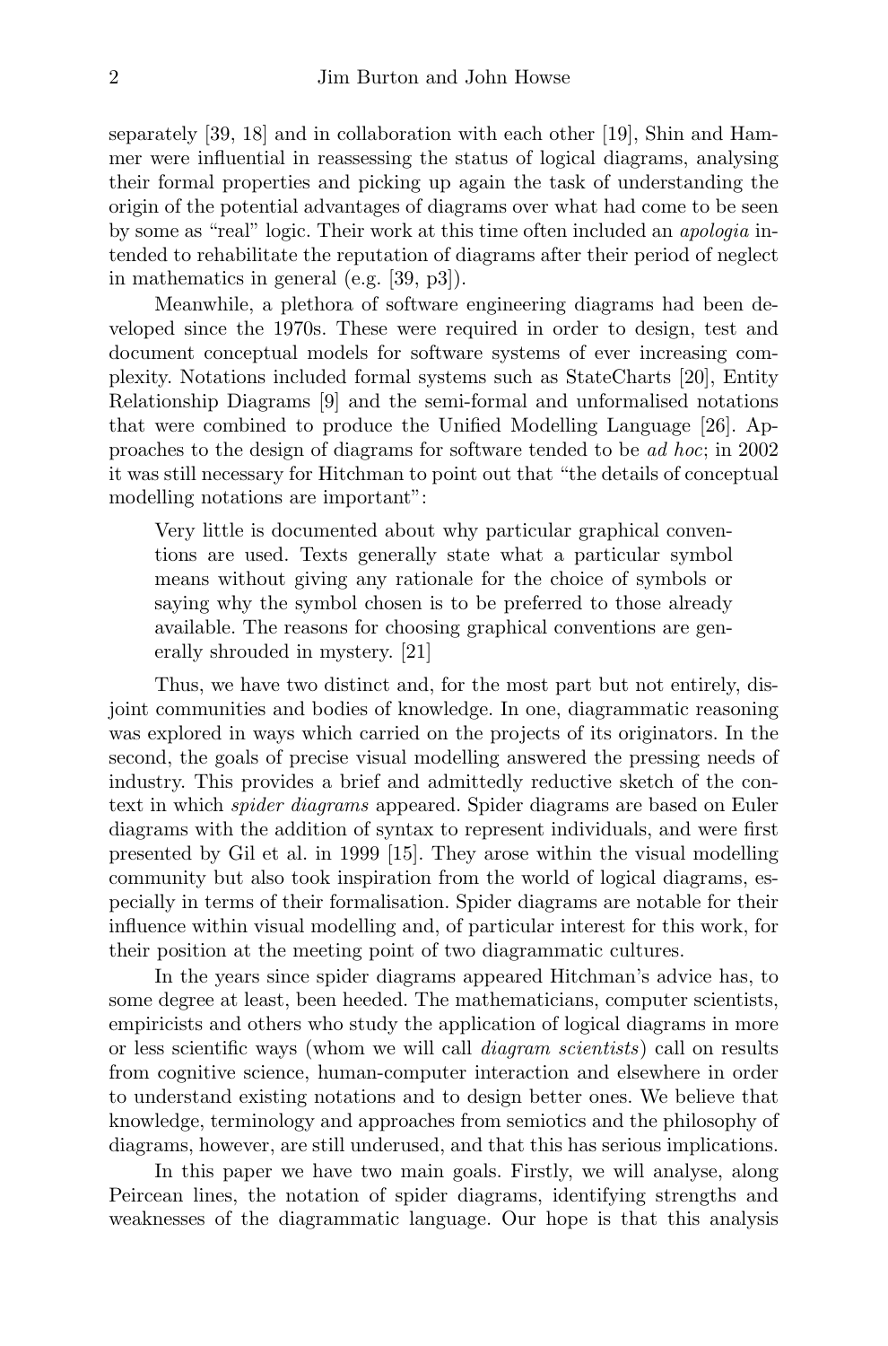separately [39, 18] and in collaboration with each other [19], Shin and Hammer were influential in reassessing the status of logical diagrams, analysing their formal properties and picking up again the task of understanding the origin of the potential advantages of diagrams over what had come to be seen by some as "real" logic. Their work at this time often included an *apologia* intended to rehabilitate the reputation of diagrams after their period of neglect in mathematics in general (e.g. [39, p3]).

Meanwhile, a plethora of software engineering diagrams had been developed since the 1970s. These were required in order to design, test and document conceptual models for software systems of ever increasing complexity. Notations included formal systems such as StateCharts [20], Entity Relationship Diagrams [9] and the semi-formal and unformalised notations that were combined to produce the Unified Modelling Language [26]. Approaches to the design of diagrams for software tended to be *ad hoc*; in 2002 it was still necessary for Hitchman to point out that "the details of conceptual modelling notations are important":

> Very little is documented about why particular graphical conventions are used. Texts generally state what a particular symbol means without giving any rationale for the choice of symbols or saying why the symbol chosen is to be preferred to those already available. The reasons for choosing graphical conventions are generally shrouded in mystery. [21]

Thus, we have two distinct and, for the most part but not entirely, disjoint communities and bodies of knowledge. In one, diagrammatic reasoning was explored in ways which carried on the projects of its originators. In the second, the goals of precise visual modelling answered the pressing needs of industry. This provides a brief and admittedly reductive sketch of the context in which *spider diagrams* appeared. Spider diagrams are based on Euler diagrams with the addition of syntax to represent individuals, and were first presented by Gil et al. in 1999 [15]. They arose within the visual modelling community but also took inspiration from the world of logical diagrams, especially in terms of their formalisation. Spider diagrams are notable for their influence within visual modelling and, of particular interest for this work, for their position at the meeting point of two diagrammatic cultures.

In the years since spider diagrams appeared Hitchman's advice has, to some degree at least, been heeded. The mathematicians, computer scientists, empiricists and others who study the application of logical diagrams in more or less scientific ways (whom we will call *diagram scientists*) call on results from cognitive science, human-computer interaction and elsewhere in order to understand existing notations and to design better ones. We believe that knowledge, terminology and approaches from semiotics and the philosophy of diagrams, however, are still underused, and that this has serious implications.

In this paper we have two main goals. Firstly, we will analyse, along Peircean lines, the notation of spider diagrams, identifying strengths and weaknesses of the diagrammatic language. Our hope is that this analysis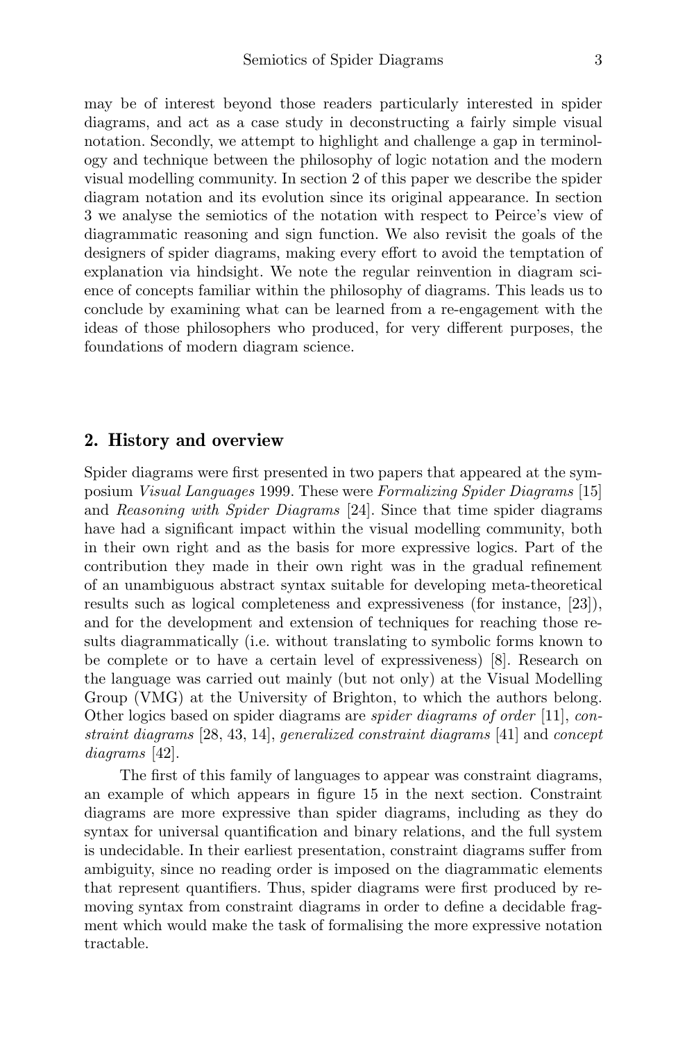may be of interest beyond those readers particularly interested in spider diagrams, and act as a case study in deconstructing a fairly simple visual notation. Secondly, we attempt to highlight and challenge a gap in terminology and technique between the philosophy of logic notation and the modern visual modelling community. In section 2 of this paper we describe the spider diagram notation and its evolution since its original appearance. In section 3 we analyse the semiotics of the notation with respect to Peirce's view of diagrammatic reasoning and sign function. We also revisit the goals of the designers of spider diagrams, making every effort to avoid the temptation of explanation via hindsight. We note the regular reinvention in diagram science of concepts familiar within the philosophy of diagrams. This leads us to conclude by examining what can be learned from a re-engagement with the ideas of those philosophers who produced, for very different purposes, the foundations of modern diagram science.

## 2. History and overview

Spider diagrams were first presented in two papers that appeared at the symposium *Visual Languages* 1999. These were *Formalizing Spider Diagrams* [15] and *Reasoning with Spider Diagrams* [24]. Since that time spider diagrams have had a significant impact within the visual modelling community, both in their own right and as the basis for more expressive logics. Part of the contribution they made in their own right was in the gradual refinement of an unambiguous abstract syntax suitable for developing meta-theoretical results such as logical completeness and expressiveness (for instance, [23]), and for the development and extension of techniques for reaching those results diagrammatically (i.e. without translating to symbolic forms known to be complete or to have a certain level of expressiveness) [8]. Research on the language was carried out mainly (but not only) at the Visual Modelling Group (VMG) at the University of Brighton, to which the authors belong. Other logics based on spider diagrams are *spider diagrams of order* [11], *constraint diagrams* [28, 43, 14], *generalized constraint diagrams* [41] and *concept diagrams* [42].

The first of this family of languages to appear was constraint diagrams, an example of which appears in figure 15 in the next section. Constraint diagrams are more expressive than spider diagrams, including as they do syntax for universal quantification and binary relations, and the full system is undecidable. In their earliest presentation, constraint diagrams suffer from ambiguity, since no reading order is imposed on the diagrammatic elements that represent quantifiers. Thus, spider diagrams were first produced by removing syntax from constraint diagrams in order to define a decidable fragment which would make the task of formalising the more expressive notation tractable.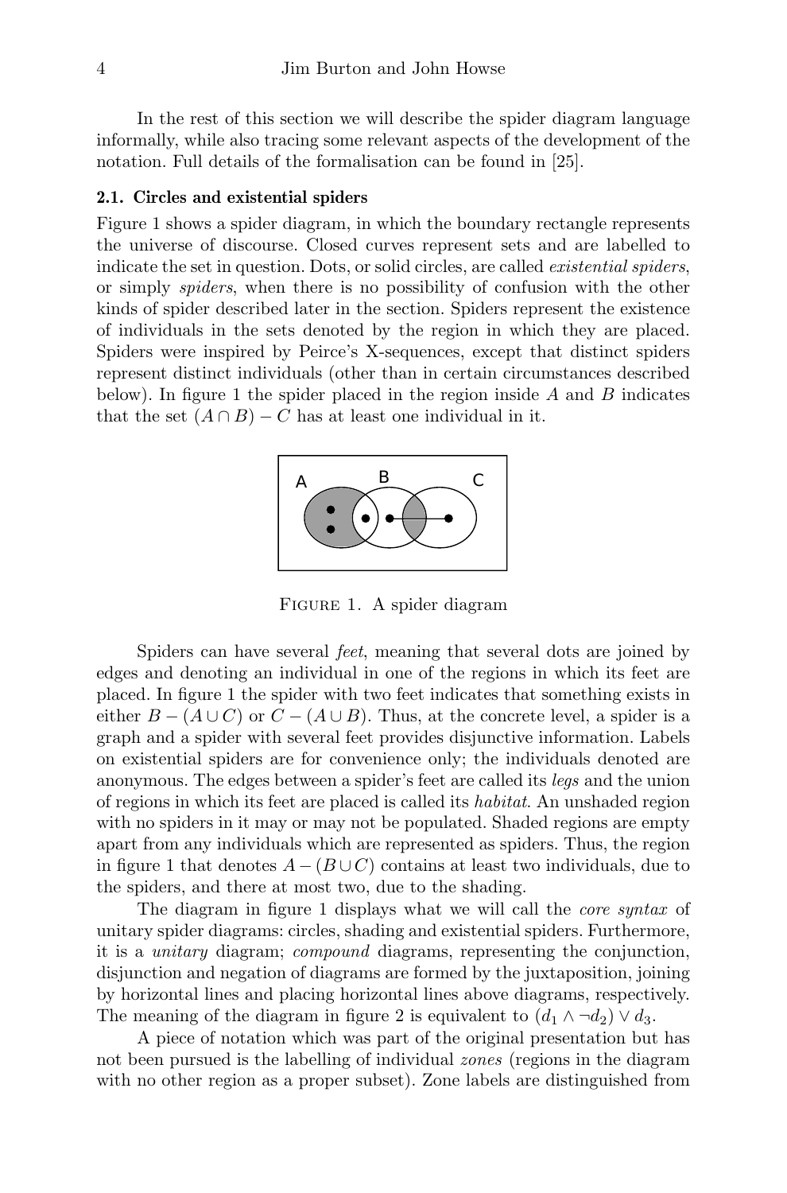In the rest of this section we will describe the spider diagram language informally, while also tracing some relevant aspects of the development of the notation. Full details of the formalisation can be found in [25].

### 2.1. Circles and existential spiders

Figure 1 shows a spider diagram, in which the boundary rectangle represents the universe of discourse. Closed curves represent sets and are labelled to indicate the set in question. Dots, or solid circles, are called *existential spiders*, or simply *spiders*, when there is no possibility of confusion with the other kinds of spider described later in the section. Spiders represent the existence of individuals in the sets denoted by the region in which they are placed. Spiders were inspired by Peirce's X-sequences, except that distinct spiders represent distinct individuals (other than in certain circumstances described below). In figure 1 the spider placed in the region inside $A$ and $B$ indicates that the set $(A \cap B) - C$ has at least one individual in it.

Figure 1. A spider diagram

Spiders can have several *feet*, meaning that several dots are joined by edges and denoting an individual in one of the regions in which its feet are placed. In figure 1 the spider with two feet indicates that something exists in either $B - (A \cup C)$ or $C - (A \cup B)$. Thus, at the concrete level, a spider is a graph and a spider with several feet provides disjunctive information. Labels on existential spiders are for convenience only; the individuals denoted are anonymous. The edges between a spider's feet are called its *legs* and the union of regions in which its feet are placed is called its *habitat*. An unshaded region with no spiders in it may or may not be populated. Shaded regions are empty apart from any individuals which are represented as spiders. Thus, the region in figure 1 that denotes $A - (B \cup C)$ contains at least two individuals, due to the spiders, and there at most two, due to the shading.

The diagram in figure 1 displays what we will call the *core syntax* of unitary spider diagrams: circles, shading and existential spiders. Furthermore, it is a *unitary* diagram; *compound* diagrams, representing the conjunction, disjunction and negation of diagrams are formed by the juxtaposition, joining by horizontal lines and placing horizontal lines above diagrams, respectively. The meaning of the diagram in figure 2 is equivalent to $(d_1 \wedge \neg d_2) \vee d_3$.

A piece of notation which was part of the original presentation but has not been pursued is the labelling of individual *zones* (regions in the diagram with no other region as a proper subset). Zone labels are distinguished from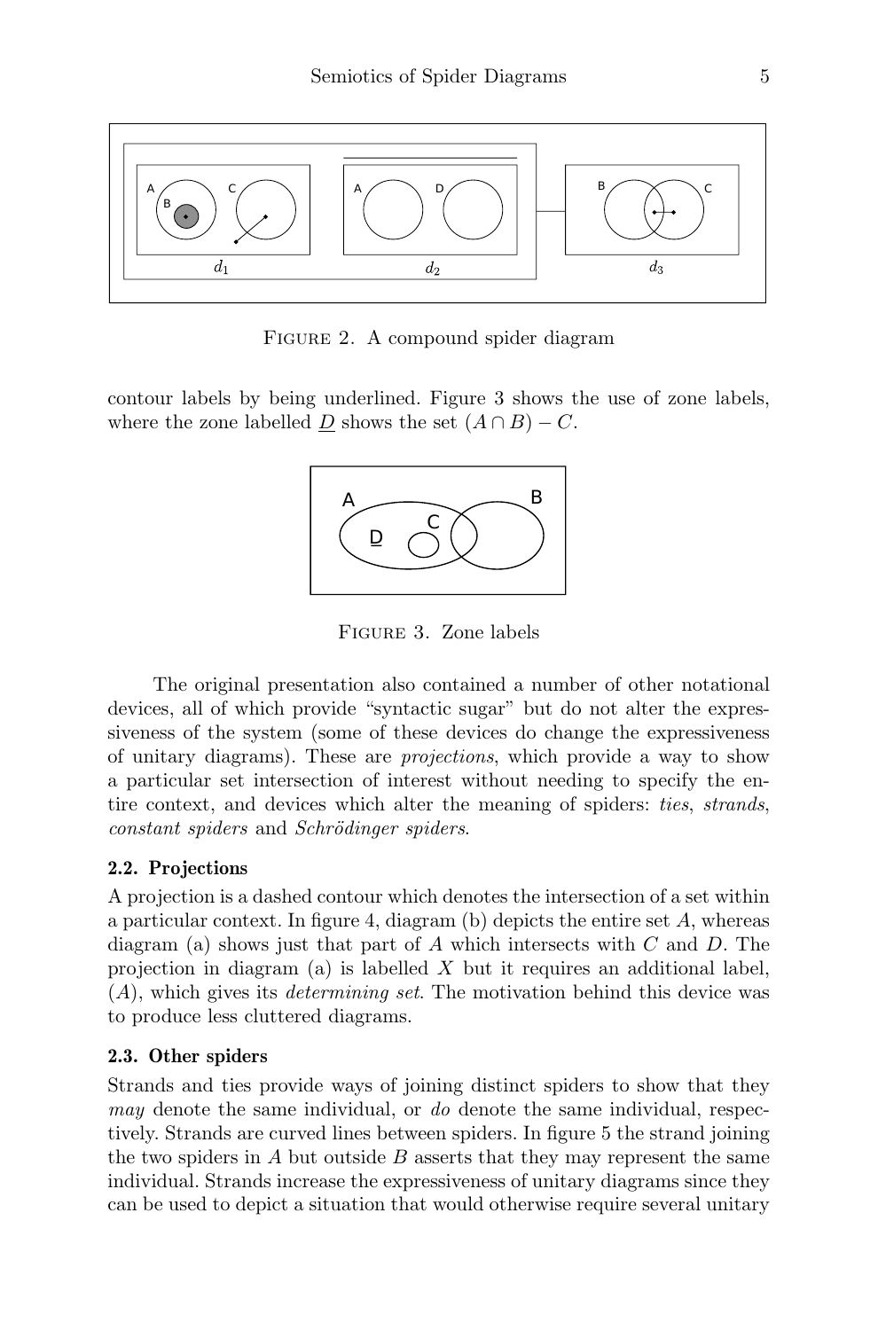FIGURE 2. A compound spider diagram

contour labels by being underlined. Figure 3 shows the use of zone labels, where the zone labelled $\underline{D}$ shows the set $(A \cap B) - C$.

FIGURE 3. Zone labels

The original presentation also contained a number of other notational devices, all of which provide "syntactic sugar" but do not alter the expressiveness of the system (some of these devices do change the expressiveness of unitary diagrams). These are *projections*, which provide a way to show a particular set intersection of interest without needing to specify the entire context, and devices which alter the meaning of spiders: *ties*, *strands*, *constant spiders* and *Schrödinger spiders*.

### 2.2. Projections

A projection is a dashed contour which denotes the intersection of a set within a particular context. In figure 4, diagram (b) depicts the entire set $A$, whereas diagram (a) shows just that part of $A$ which intersects with $C$ and $D$. The projection in diagram (a) is labelled $X$ but it requires an additional label, $(A)$, which gives its *determining set*. The motivation behind this device was to produce less cluttered diagrams.

### 2.3. Other spiders

Strands and ties provide ways of joining distinct spiders to show that they *may* denote the same individual, or *do* denote the same individual, respectively. Strands are curved lines between spiders. In figure 5 the strand joining the two spiders in $A$ but outside $B$ asserts that they may represent the same individual. Strands increase the expressiveness of unitary diagrams since they can be used to depict a situation that would otherwise require several unitary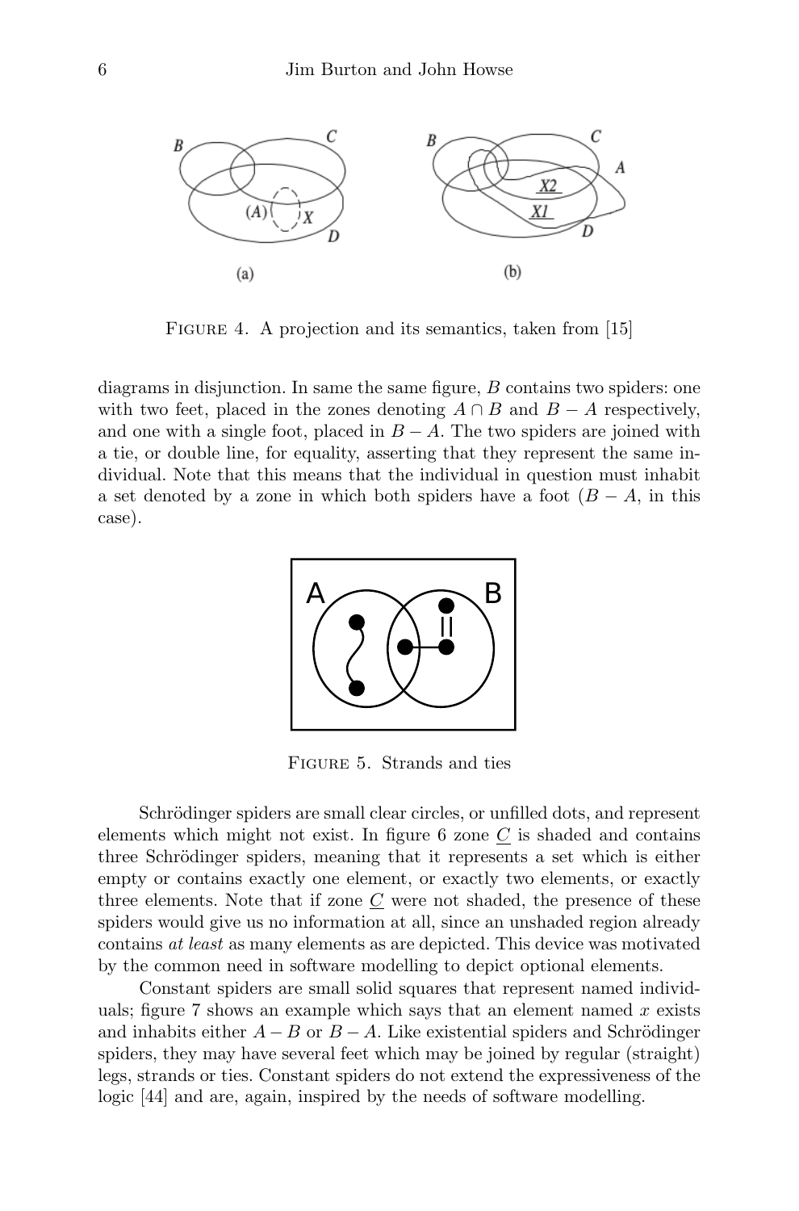FIGURE 4. A projection and its semantics, taken from [15]

diagrams in disjunction. In same the same figure, $B$ contains two spiders: one with two feet, placed in the zones denoting $A \cap B$ and $B - A$ respectively, and one with a single foot, placed in $B - A$. The two spiders are joined with a tie, or double line, for equality, asserting that they represent the same individual. Note that this means that the individual in question must inhabit a set denoted by a zone in which both spiders have a foot ($B - A$, in this case).

FIGURE 5. Strands and ties

Schrödinger spiders are small clear circles, or unfilled dots, and represent elements which might not exist. In figure 6 zone $\underline{C}$ is shaded and contains three Schrödinger spiders, meaning that it represents a set which is either empty or contains exactly one element, or exactly two elements, or exactly three elements. Note that if zone $\underline{C}$ were not shaded, the presence of these spiders would give us no information at all, since an unshaded region already contains *at least* as many elements as are depicted. This device was motivated by the common need in software modelling to depict optional elements.

Constant spiders are small solid squares that represent named individuals; figure 7 shows an example which says that an element named $x$ exists and inhabits either $A - B$ or $B - A$. Like existential spiders and Schrödinger spiders, they may have several feet which may be joined by regular (straight) legs, strands or ties. Constant spiders do not extend the expressiveness of the logic [44] and are, again, inspired by the needs of software modelling.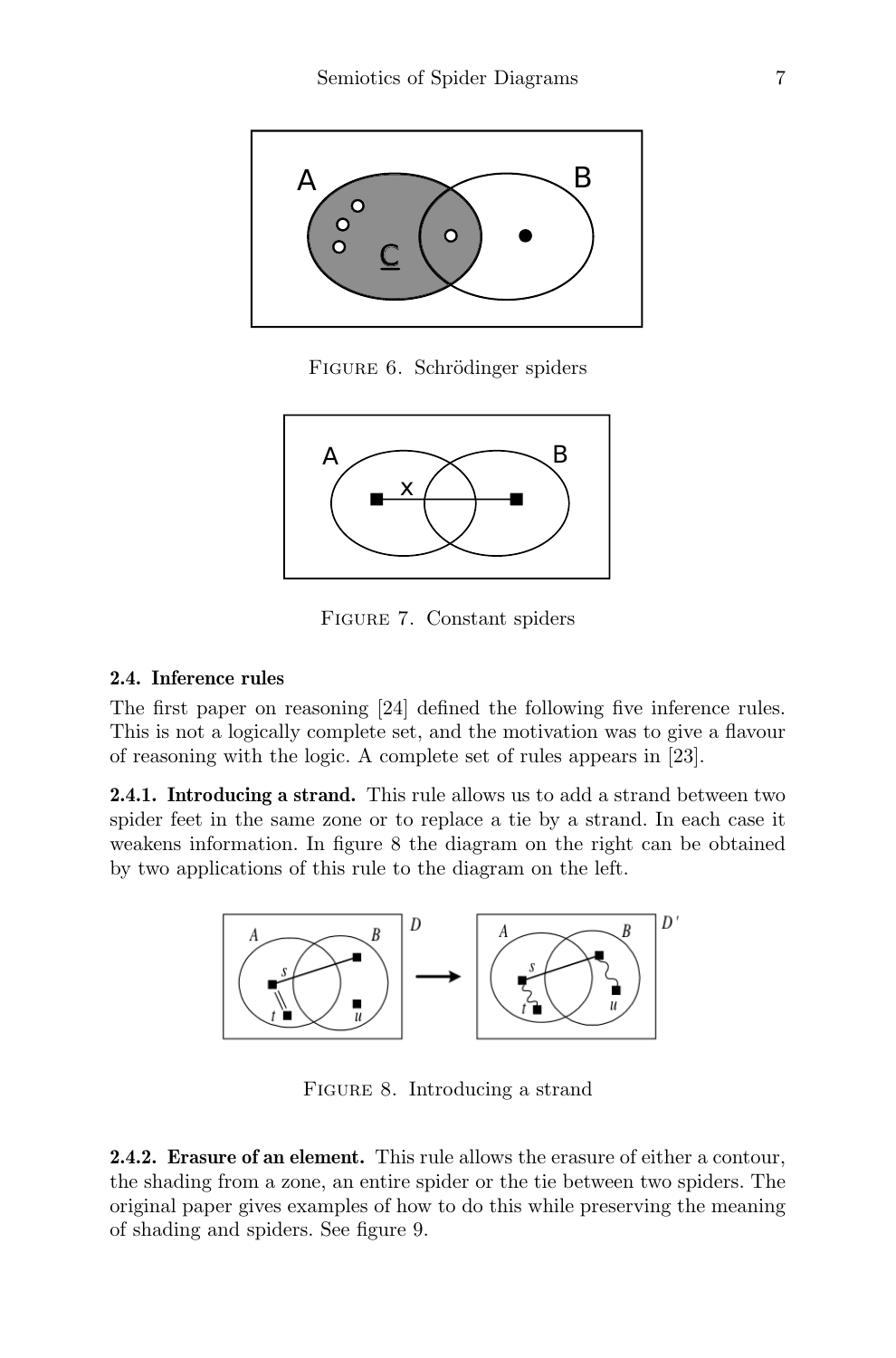FIGURE 6. Schrödinger spiders

FIGURE 7. Constant spiders

### 2.4. Inference rules

The first paper on reasoning [24] defined the following five inference rules. This is not a logically complete set, and the motivation was to give a flavour of reasoning with the logic. A complete set of rules appears in [23].

**2.4.1. Introducing a strand.** This rule allows us to add a strand between two spider feet in the same zone or to replace a tie by a strand. In each case it weakens information. In figure 8 the diagram on the right can be obtained by two applications of this rule to the diagram on the left.

FIGURE 8. Introducing a strand

**2.4.2. Erasure of an element.** This rule allows the erasure of either a contour, the shading from a zone, an entire spider or the tie between two spiders. The original paper gives examples of how to do this while preserving the meaning of shading and spiders. See figure 9.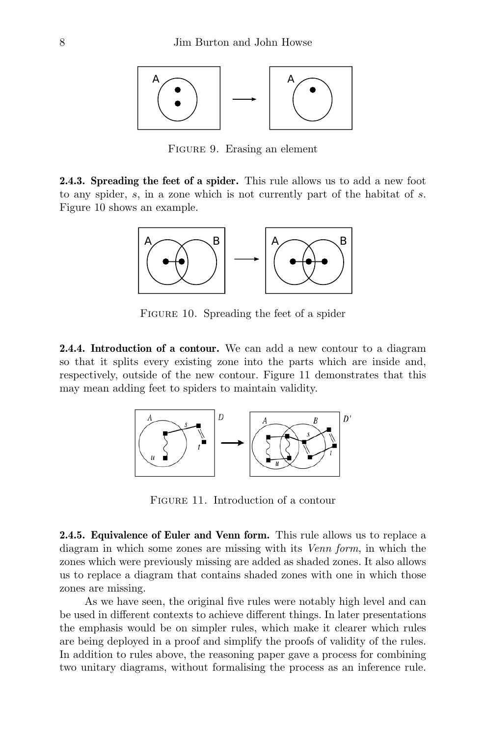FIGURE 9. Erasing an element

**2.4.3. Spreading the feet of a spider.** This rule allows us to add a new foot to any spider, $s$, in a zone which is not currently part of the habitat of $s$. Figure 10 shows an example.

FIGURE 10. Spreading the feet of a spider

**2.4.4. Introduction of a contour.** We can add a new contour to a diagram so that it splits every existing zone into the parts which are inside and, respectively, outside of the new contour. Figure 11 demonstrates that this may mean adding feet to spiders to maintain validity.

FIGURE 11. Introduction of a contour

**2.4.5. Equivalence of Euler and Venn form.** This rule allows us to replace a diagram in which some zones are missing with its *Venn form*, in which the zones which were previously missing are added as shaded zones. It also allows us to replace a diagram that contains shaded zones with one in which those zones are missing.

As we have seen, the original five rules were notably high level and can be used in different contexts to achieve different things. In later presentations the emphasis would be on simpler rules, which make it clearer which rules are being deployed in a proof and simplify the proofs of validity of the rules. In addition to rules above, the reasoning paper gave a process for combining two unitary diagrams, without formalising the process as an inference rule.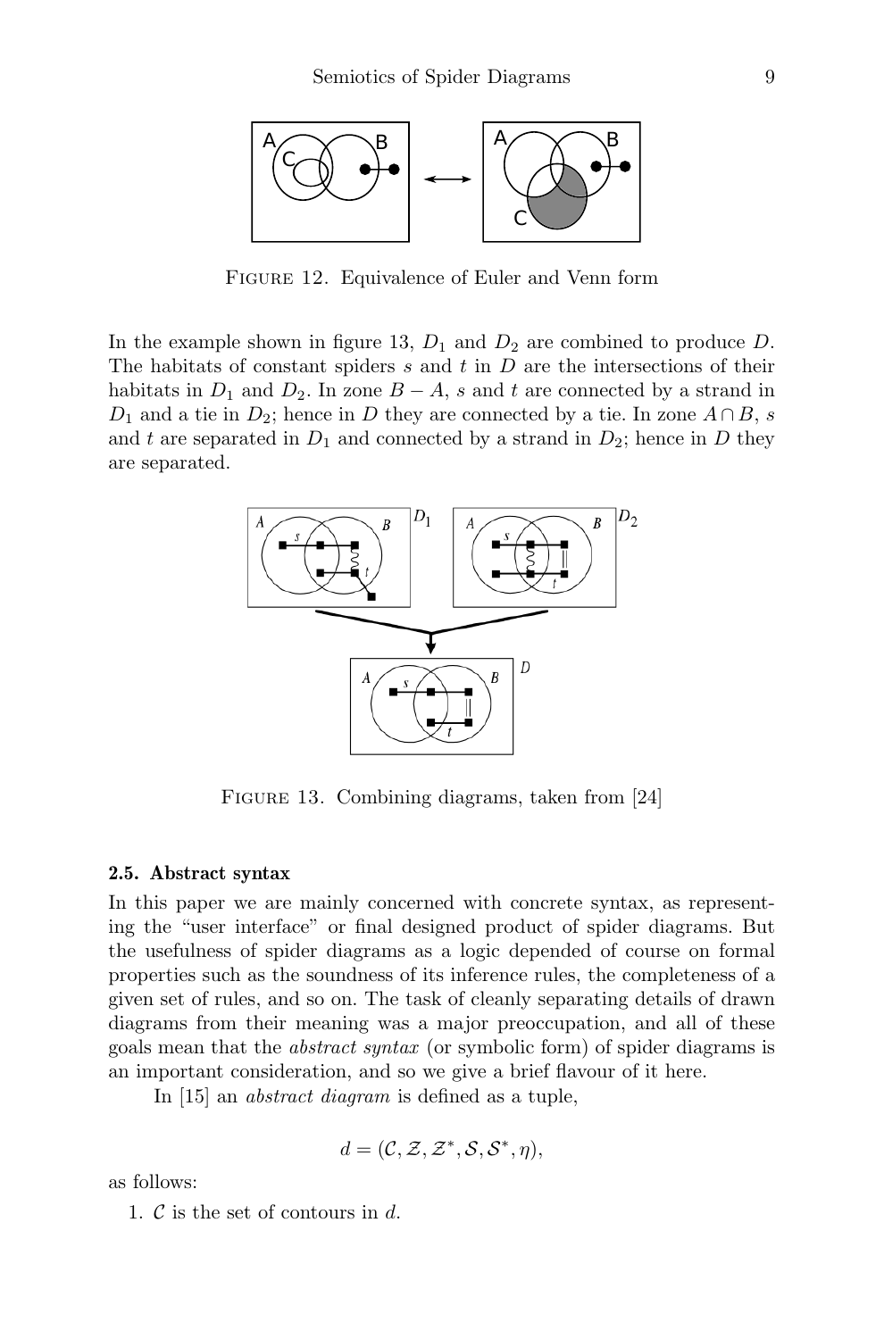Figure 12. Equivalence of Euler and Venn form

In the example shown in figure 13, $D_1$ and $D_2$ are combined to produce $D$. The habitats of constant spiders $s$ and $t$ in $D$ are the intersections of their habitats in $D_1$ and $D_2$. In zone $B - A$, $s$ and $t$ are connected by a strand in $D_1$ and a tie in $D_2$; hence in $D$ they are connected by a tie. In zone $A \cap B$, $s$ and $t$ are separated in $D_1$ and connected by a strand in $D_2$; hence in $D$ they are separated.

Figure 13. Combining diagrams, taken from [24]

### 2.5. Abstract syntax

In this paper we are mainly concerned with concrete syntax, as representing the "user interface" or final designed product of spider diagrams. But the usefulness of spider diagrams as a logic depended of course on formal properties such as the soundness of its inference rules, the completeness of a given set of rules, and so on. The task of cleanly separating details of drawn diagrams from their meaning was a major preoccupation, and all of these goals mean that the *abstract syntax* (or symbolic form) of spider diagrams is an important consideration, and so we give a brief flavour of it here.

In [15] an *abstract diagram* is defined as a tuple,

$$d = (\mathcal{C}, \mathcal{Z}, \mathcal{Z}^*, \mathcal{S}, \mathcal{S}^*, \eta),$$

as follows:

1. $\mathcal{C}$ is the set of contours in $d$.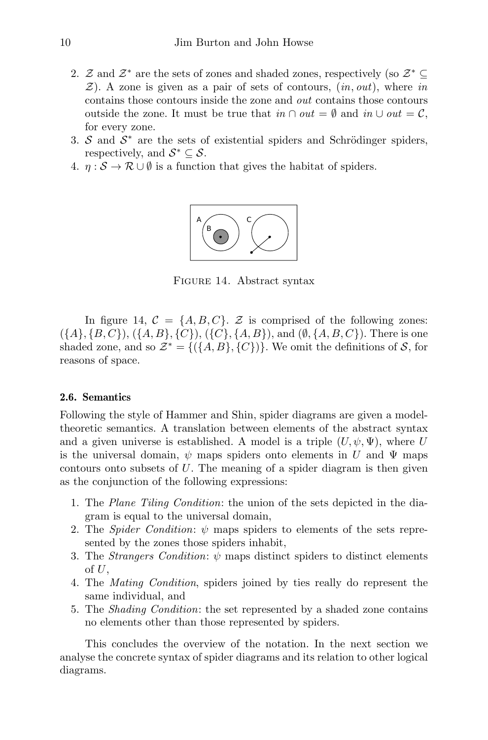2. $\mathcal{Z}$ and $\mathcal{Z}^*$ are the sets of zones and shaded zones, respectively (so $\mathcal{Z}^* \subseteq \mathcal{Z}$). A zone is given as a pair of sets of contours, $(in, out)$, where $in$ contains those contours inside the zone and $out$ contains those contours outside the zone. It must be true that $in \cap out = \emptyset$ and $in \cup out = \mathcal{C}$, for every zone.
3. $\mathcal{S}$ and $\mathcal{S}^*$ are the sets of existential spiders and Schrödinger spiders, respectively, and $\mathcal{S}^* \subseteq \mathcal{S}$.
4. $\eta : \mathcal{S} \to \mathcal{R} \cup \emptyset$ is a function that gives the habitat of spiders.

Figure 14. Abstract syntax

In figure 14, $\mathcal{C} = \{A, B, C\}$. $\mathcal{Z}$ is comprised of the following zones: $(\{A\}, \{B, C\})$, $(\{A, B\}, \{C\})$, $(\{C\}, \{A, B\})$, and $(\emptyset, \{A, B, C\})$. There is one shaded zone, and so $\mathcal{Z}^* = \{(\{A, B\}, \{C\})\}$. We omit the definitions of $\mathcal{S}$, for reasons of space.

### 2.6. Semantics

Following the style of Hammer and Shin, spider diagrams are given a model-theoretic semantics. A translation between elements of the abstract syntax and a given universe is established. A model is a triple $(U, \psi, \Psi)$, where $U$ is the universal domain, $\psi$ maps spiders onto elements in $U$ and $\Psi$ maps contours onto subsets of $U$. The meaning of a spider diagram is then given as the conjunction of the following expressions:

1. The *Plane Tiling Condition*: the union of the sets depicted in the diagram is equal to the universal domain,
2. The *Spider Condition*: $\psi$ maps spiders to elements of the sets represented by the zones those spiders inhabit,
3. The *Strangers Condition*: $\psi$ maps distinct spiders to distinct elements of $U$,
4. The *Mating Condition*, spiders joined by ties really do represent the same individual, and
5. The *Shading Condition*: the set represented by a shaded zone contains no elements other than those represented by spiders.

This concludes the overview of the notation. In the next section we analyse the concrete syntax of spider diagrams and its relation to other logical diagrams.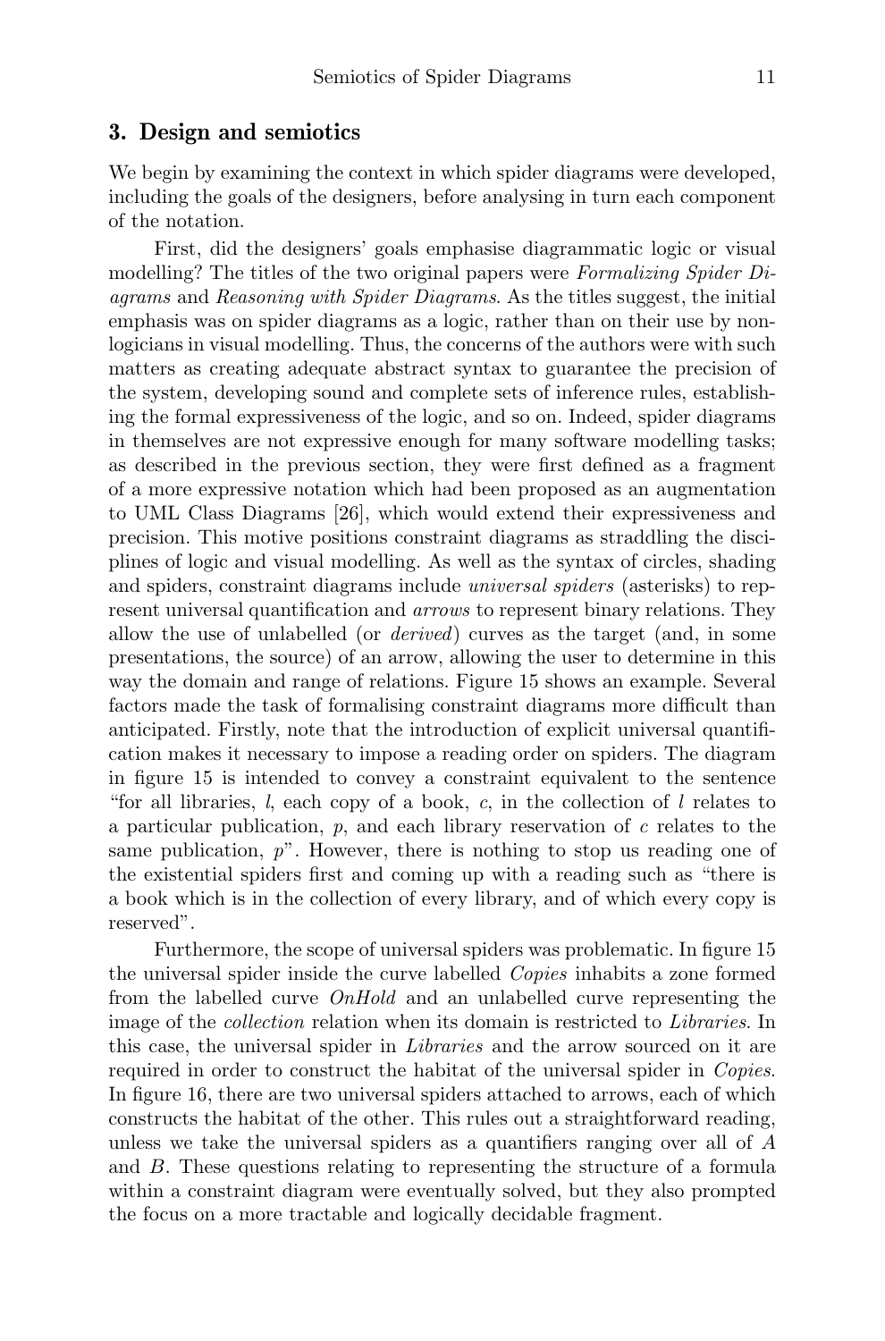## 3. Design and semiotics

We begin by examining the context in which spider diagrams were developed, including the goals of the designers, before analysing in turn each component of the notation.

First, did the designers' goals emphasise diagrammatic logic or visual modelling? The titles of the two original papers were *Formalizing Spider Diagrams* and *Reasoning with Spider Diagrams*. As the titles suggest, the initial emphasis was on spider diagrams as a logic, rather than on their use by non-logicians in visual modelling. Thus, the concerns of the authors were with such matters as creating adequate abstract syntax to guarantee the precision of the system, developing sound and complete sets of inference rules, establishing the formal expressiveness of the logic, and so on. Indeed, spider diagrams in themselves are not expressive enough for many software modelling tasks; as described in the previous section, they were first defined as a fragment of a more expressive notation which had been proposed as an augmentation to UML Class Diagrams [26], which would extend their expressiveness and precision. This motive positions constraint diagrams as straddling the disciplines of logic and visual modelling. As well as the syntax of circles, shading and spiders, constraint diagrams include *universal spiders* (asterisks) to represent universal quantification and *arrows* to represent binary relations. They allow the use of unlabelled (or *derived*) curves as the target (and, in some presentations, the source) of an arrow, allowing the user to determine in this way the domain and range of relations. Figure 15 shows an example. Several factors made the task of formalising constraint diagrams more difficult than anticipated. Firstly, note that the introduction of explicit universal quantification makes it necessary to impose a reading order on spiders. The diagram in figure 15 is intended to convey a constraint equivalent to the sentence "for all libraries, $l$, each copy of a book, $c$, in the collection of $l$ relates to a particular publication, $p$, and each library reservation of $c$ relates to the same publication, $p$". However, there is nothing to stop us reading one of the existential spiders first and coming up with a reading such as "there is a book which is in the collection of every library, and of which every copy is reserved".

Furthermore, the scope of universal spiders was problematic. In figure 15 the universal spider inside the curve labelled *Copies* inhabits a zone formed from the labelled curve *OnHold* and an unlabelled curve representing the image of the *collection* relation when its domain is restricted to *Libraries*. In this case, the universal spider in *Libraries* and the arrow sourced on it are required in order to construct the habitat of the universal spider in *Copies*. In figure 16, there are two universal spiders attached to arrows, each of which constructs the habitat of the other. This rules out a straightforward reading, unless we take the universal spiders as a quantifiers ranging over all of $A$ and $B$. These questions relating to representing the structure of a formula within a constraint diagram were eventually solved, but they also prompted the focus on a more tractable and logically decidable fragment.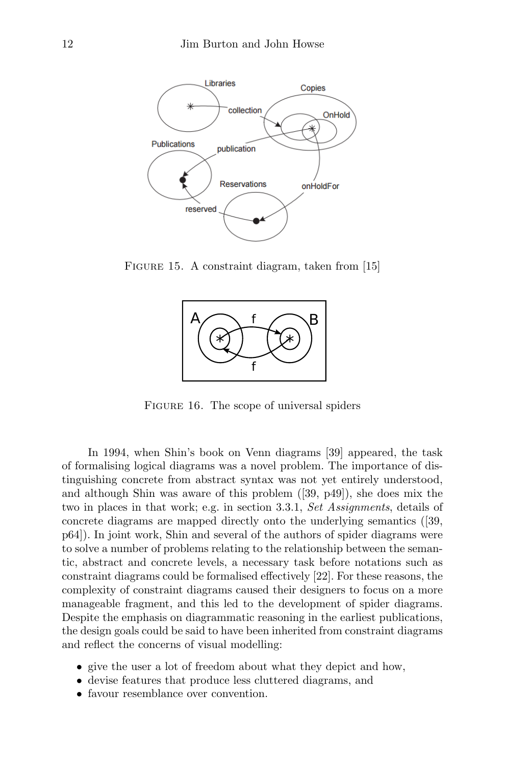Figure 15. A constraint diagram, taken from [15]

Figure 16. The scope of universal spiders

In 1994, when Shin's book on Venn diagrams [39] appeared, the task of formalising logical diagrams was a novel problem. The importance of distinguishing concrete from abstract syntax was not yet entirely understood, and although Shin was aware of this problem ([39, p49]), she does mix the two in places in that work; e.g. in section 3.3.1, *Set Assignments*, details of concrete diagrams are mapped directly onto the underlying semantics ([39, p64]). In joint work, Shin and several of the authors of spider diagrams were to solve a number of problems relating to the relationship between the semantic, abstract and concrete levels, a necessary task before notations such as constraint diagrams could be formalised effectively [22]. For these reasons, the complexity of constraint diagrams caused their designers to focus on a more manageable fragment, and this led to the development of spider diagrams. Despite the emphasis on diagrammatic reasoning in the earliest publications, the design goals could be said to have been inherited from constraint diagrams and reflect the concerns of visual modelling:

- give the user a lot of freedom about what they depict and how,
- devise features that produce less cluttered diagrams, and
- favour resemblance over convention.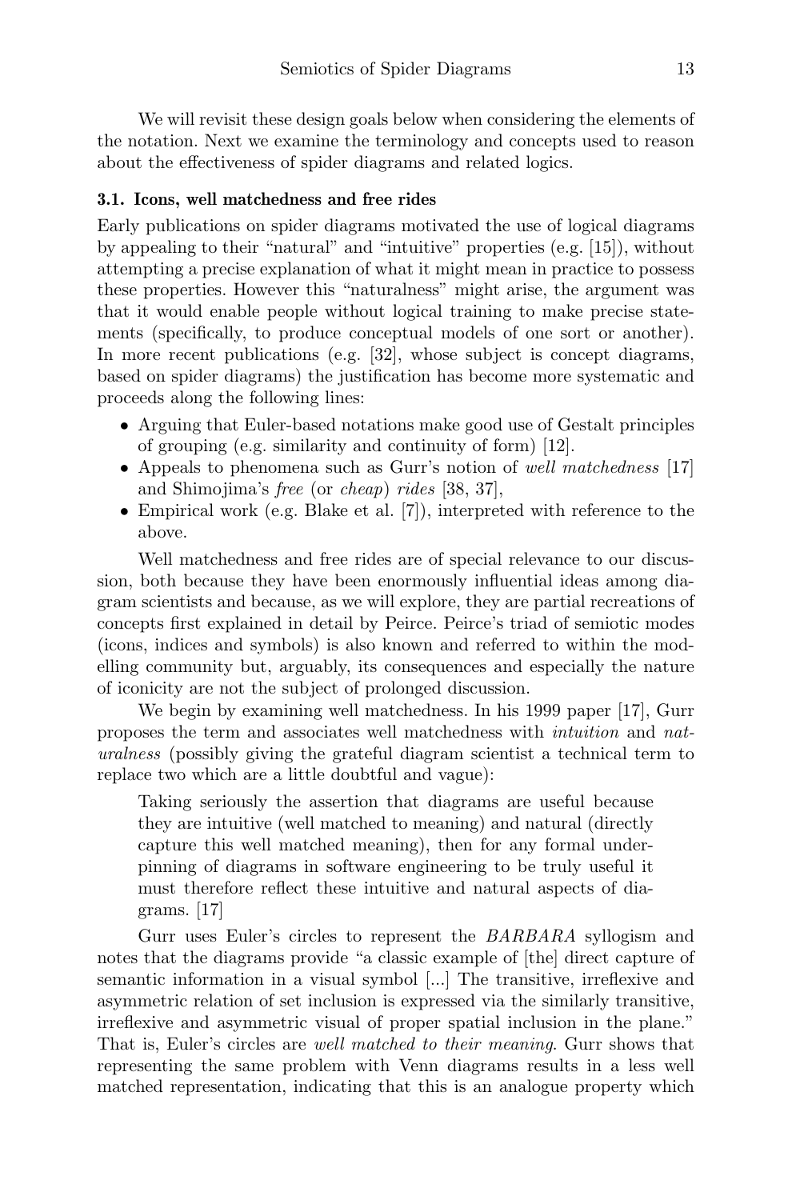We will revisit these design goals below when considering the elements of the notation. Next we examine the terminology and concepts used to reason about the effectiveness of spider diagrams and related logics.

### 3.1. Icons, well matchedness and free rides

Early publications on spider diagrams motivated the use of logical diagrams by appealing to their "natural" and "intuitive" properties (e.g. [15]), without attempting a precise explanation of what it might mean in practice to possess these properties. However this "naturalness" might arise, the argument was that it would enable people without logical training to make precise statements (specifically, to produce conceptual models of one sort or another). In more recent publications (e.g. [32], whose subject is concept diagrams, based on spider diagrams) the justification has become more systematic and proceeds along the following lines:

- Arguing that Euler-based notations make good use of Gestalt principles of grouping (e.g. similarity and continuity of form) [12].
- Appeals to phenomena such as Gurr's notion of *well matchedness* [17] and Shimojima's *free* (or *cheap*) *rides* [38, 37],
- Empirical work (e.g. Blake et al. [7]), interpreted with reference to the above.

Well matchedness and free rides are of special relevance to our discussion, both because they have been enormously influential ideas among diagram scientists and because, as we will explore, they are partial recreations of concepts first explained in detail by Peirce. Peirce's triad of semiotic modes (icons, indices and symbols) is also known and referred to within the modelling community but, arguably, its consequences and especially the nature of iconicity are not the subject of prolonged discussion.

We begin by examining well matchedness. In his 1999 paper [17], Gurr proposes the term and associates well matchedness with *intuition* and *naturalness* (possibly giving the grateful diagram scientist a technical term to replace two which are a little doubtful and vague):

> Taking seriously the assertion that diagrams are useful because they are intuitive (well matched to meaning) and natural (directly capture this well matched meaning), then for any formal underpinning of diagrams in software engineering to be truly useful it must therefore reflect these intuitive and natural aspects of diagrams. [17]

Gurr uses Euler's circles to represent the *BARBARA* syllogism and notes that the diagrams provide "a classic example of [the] direct capture of semantic information in a visual symbol [...] The transitive, irreflexive and asymmetric relation of set inclusion is expressed via the similarly transitive, irreflexive and asymmetric visual of proper spatial inclusion in the plane." That is, Euler's circles are *well matched to their meaning*. Gurr shows that representing the same problem with Venn diagrams results in a less well matched representation, indicating that this is an analogue property which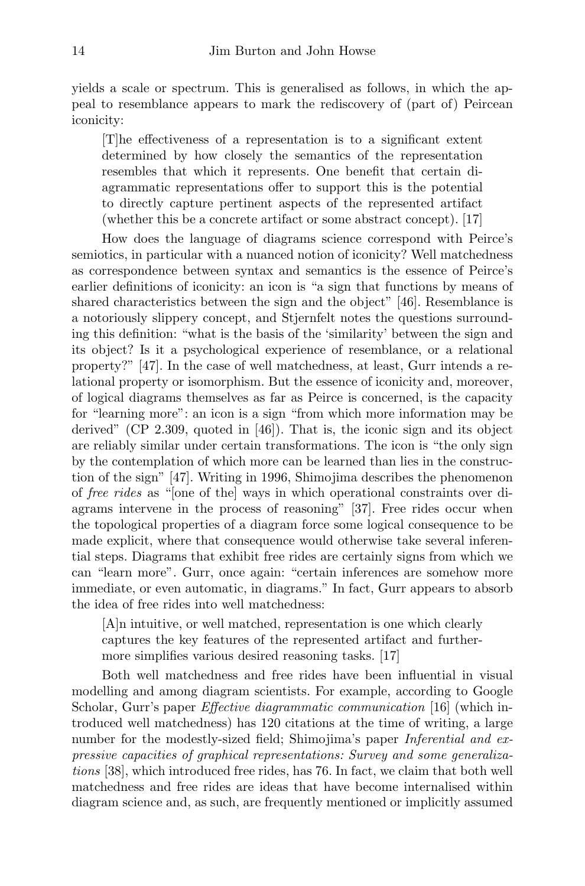yields a scale or spectrum. This is generalised as follows, in which the appeal to resemblance appears to mark the rediscovery of (part of) Peircean iconicity:

> [T]he effectiveness of a representation is to a significant extent determined by how closely the semantics of the representation resembles that which it represents. One benefit that certain diagrammatic representations offer to support this is the potential to directly capture pertinent aspects of the represented artifact (whether this be a concrete artifact or some abstract concept). [17]

How does the language of diagrams science correspond with Peirce's semiotics, in particular with a nuanced notion of iconicity? Well matchedness as correspondence between syntax and semantics is the essence of Peirce's earlier definitions of iconicity: an icon is "a sign that functions by means of shared characteristics between the sign and the object" [46]. Resemblance is a notoriously slippery concept, and Stjernfelt notes the questions surrounding this definition: "what is the basis of the 'similarity' between the sign and its object? Is it a psychological experience of resemblance, or a relational property?" [47]. In the case of well matchedness, at least, Gurr intends a relational property or isomorphism. But the essence of iconicity and, moreover, of logical diagrams themselves as far as Peirce is concerned, is the capacity for "learning more": an icon is a sign "from which more information may be derived" (CP 2.309, quoted in [46]). That is, the iconic sign and its object are reliably similar under certain transformations. The icon is "the only sign by the contemplation of which more can be learned than lies in the construction of the sign" [47]. Writing in 1996, Shimojima describes the phenomenon of *free rides* as "[one of the] ways in which operational constraints over diagrams intervene in the process of reasoning" [37]. Free rides occur when the topological properties of a diagram force some logical consequence to be made explicit, where that consequence would otherwise take several inferential steps. Diagrams that exhibit free rides are certainly signs from which we can "learn more". Gurr, once again: "certain inferences are somehow more immediate, or even automatic, in diagrams." In fact, Gurr appears to absorb the idea of free rides into well matchedness:

> [A]n intuitive, or well matched, representation is one which clearly captures the key features of the represented artifact and furthermore simplifies various desired reasoning tasks. [17]

Both well matchedness and free rides have been influential in visual modelling and among diagram scientists. For example, according to Google Scholar, Gurr's paper *Effective diagrammatic communication* [16] (which introduced well matchedness) has 120 citations at the time of writing, a large number for the modestly-sized field; Shimojima's paper *Inferential and expressive capacities of graphical representations: Survey and some generalizations* [38], which introduced free rides, has 76. In fact, we claim that both well matchedness and free rides are ideas that have become internalised within diagram science and, as such, are frequently mentioned or implicitly assumed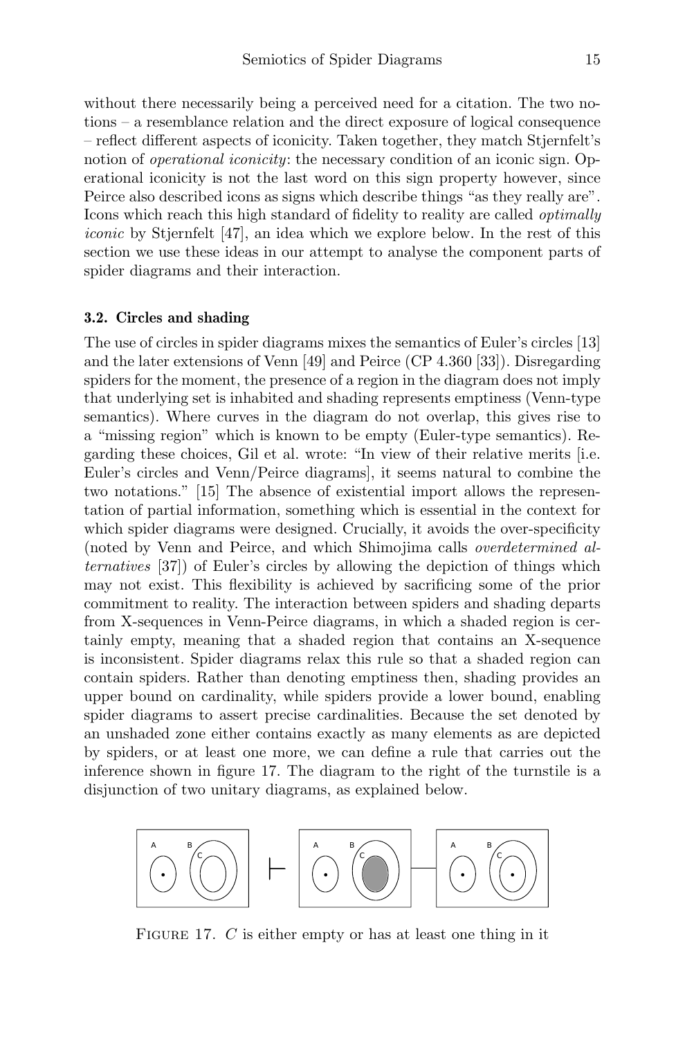without there necessarily being a perceived need for a citation. The two notions – a resemblance relation and the direct exposure of logical consequence – reflect different aspects of iconicity. Taken together, they match Stjernfelt's notion of *operational iconicity*: the necessary condition of an iconic sign. Operational iconicity is not the last word on this sign property however, since Peirce also described icons as signs which describe things "as they really are". Icons which reach this high standard of fidelity to reality are called *optimally iconic* by Stjernfelt [47], an idea which we explore below. In the rest of this section we use these ideas in our attempt to analyse the component parts of spider diagrams and their interaction.

### 3.2. Circles and shading

The use of circles in spider diagrams mixes the semantics of Euler's circles [13] and the later extensions of Venn [49] and Peirce (CP 4.360 [33]). Disregarding spiders for the moment, the presence of a region in the diagram does not imply that underlying set is inhabited and shading represents emptiness (Venn-type semantics). Where curves in the diagram do not overlap, this gives rise to a "missing region" which is known to be empty (Euler-type semantics). Regarding these choices, Gil et al. wrote: "In view of their relative merits [i.e. Euler's circles and Venn/Peirce diagrams], it seems natural to combine the two notations." [15] The absence of existential import allows the representation of partial information, something which is essential in the context for which spider diagrams were designed. Crucially, it avoids the over-specificity (noted by Venn and Peirce, and which Shimojima calls *overdetermined alternatives* [37]) of Euler's circles by allowing the depiction of things which may not exist. This flexibility is achieved by sacrificing some of the prior commitment to reality. The interaction between spiders and shading departs from X-sequences in Venn-Peirce diagrams, in which a shaded region is certainly empty, meaning that a shaded region that contains an X-sequence is inconsistent. Spider diagrams relax this rule so that a shaded region can contain spiders. Rather than denoting emptiness then, shading provides an upper bound on cardinality, while spiders provide a lower bound, enabling spider diagrams to assert precise cardinalities. Because the set denoted by an unshaded zone either contains exactly as many elements as are depicted by spiders, or at least one more, we can define a rule that carries out the inference shown in figure 17. The diagram to the right of the turnstile is a disjunction of two unitary diagrams, as explained below.

FIGURE 17. $C$ is either empty or has at least one thing in it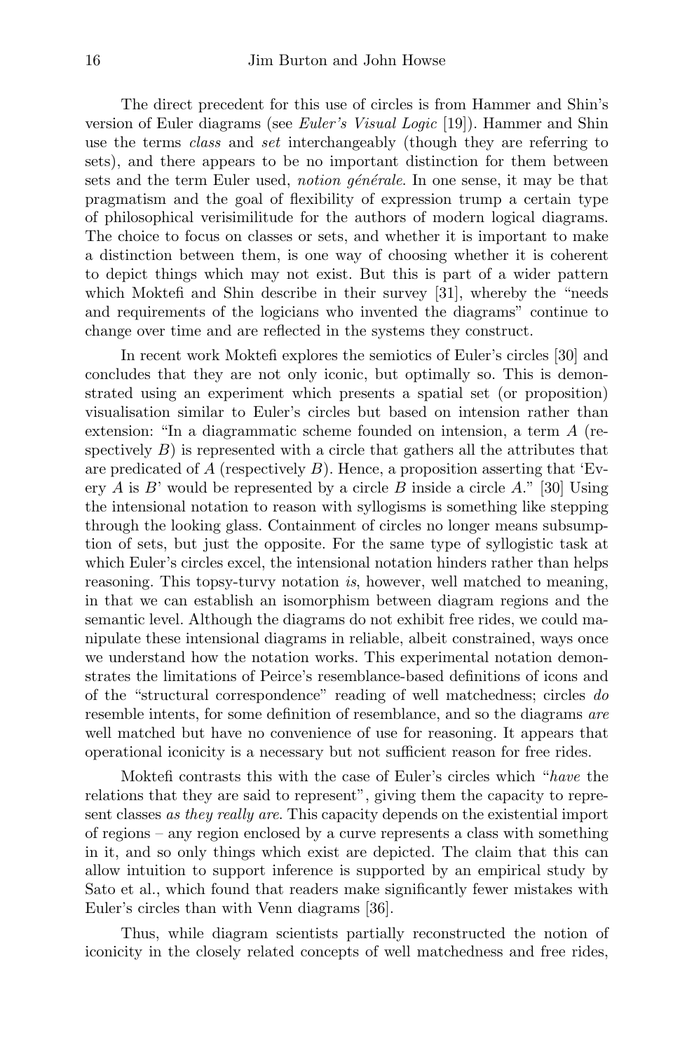The direct precedent for this use of circles is from Hammer and Shin's version of Euler diagrams (see *Euler's Visual Logic* [19]). Hammer and Shin use the terms *class* and *set* interchangeably (though they are referring to sets), and there appears to be no important distinction for them between sets and the term Euler used, *notion générale*. In one sense, it may be that pragmatism and the goal of flexibility of expression trump a certain type of philosophical verisimilitude for the authors of modern logical diagrams. The choice to focus on classes or sets, and whether it is important to make a distinction between them, is one way of choosing whether it is coherent to depict things which may not exist. But this is part of a wider pattern which Moktefi and Shin describe in their survey [31], whereby the "needs and requirements of the logicians who invented the diagrams" continue to change over time and are reflected in the systems they construct.

In recent work Moktefi explores the semiotics of Euler's circles [30] and concludes that they are not only iconic, but optimally so. This is demonstrated using an experiment which presents a spatial set (or proposition) visualisation similar to Euler's circles but based on intension rather than extension: "In a diagrammatic scheme founded on intension, a term $A$ (respectively $B$) is represented with a circle that gathers all the attributes that are predicated of $A$ (respectively $B$). Hence, a proposition asserting that 'Every $A$ is $B$' would be represented by a circle $B$ inside a circle $A$." [30] Using the intensional notation to reason with syllogisms is something like stepping through the looking glass. Containment of circles no longer means subsumption of sets, but just the opposite. For the same type of syllogistic task at which Euler's circles excel, the intensional notation hinders rather than helps reasoning. This topsy-turvy notation *is*, however, well matched to meaning, in that we can establish an isomorphism between diagram regions and the semantic level. Although the diagrams do not exhibit free rides, we could manipulate these intensional diagrams in reliable, albeit constrained, ways once we understand how the notation works. This experimental notation demonstrates the limitations of Peirce's resemblance-based definitions of icons and of the "structural correspondence" reading of well matchedness; circles *do* resemble intents, for some definition of resemblance, and so the diagrams *are* well matched but have no convenience of use for reasoning. It appears that operational iconicity is a necessary but not sufficient reason for free rides.

Moktefi contrasts this with the case of Euler's circles which "*have* the relations that they are said to represent", giving them the capacity to represent classes *as they really are*. This capacity depends on the existential import of regions – any region enclosed by a curve represents a class with something in it, and so only things which exist are depicted. The claim that this can allow intuition to support inference is supported by an empirical study by Sato et al., which found that readers make significantly fewer mistakes with Euler's circles than with Venn diagrams [36].

Thus, while diagram scientists partially reconstructed the notion of iconicity in the closely related concepts of well matchedness and free rides,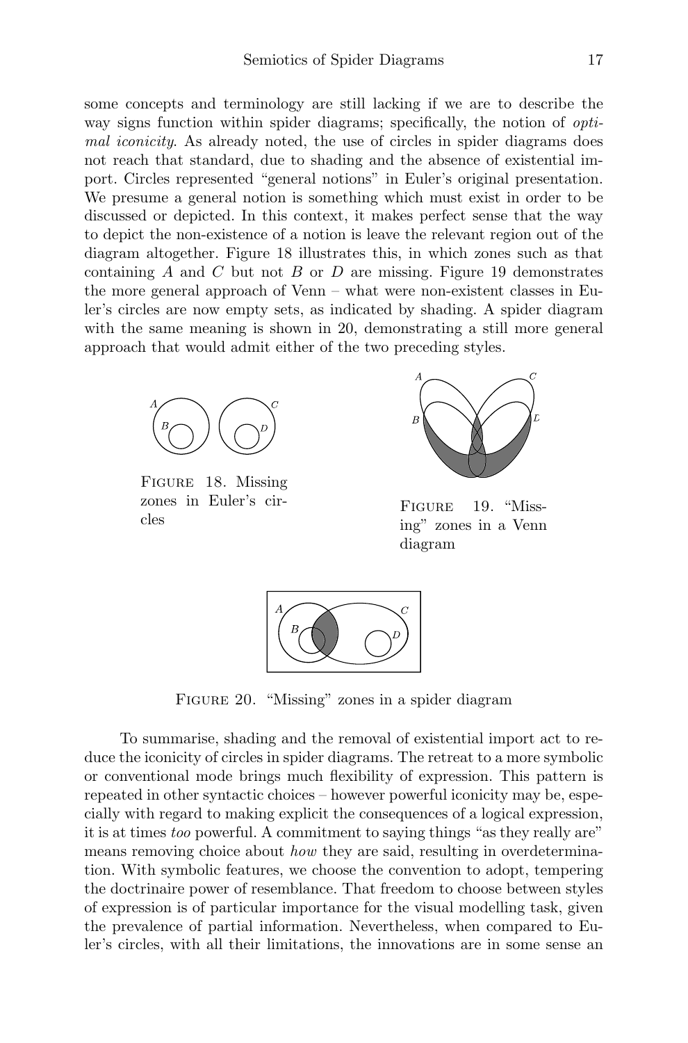some concepts and terminology are still lacking if we are to describe the way signs function within spider diagrams; specifically, the notion of *optimal iconicity*. As already noted, the use of circles in spider diagrams does not reach that standard, due to shading and the absence of existential import. Circles represented "general notions" in Euler's original presentation. We presume a general notion is something which must exist in order to be discussed or depicted. In this context, it makes perfect sense that the way to depict the non-existence of a notion is leave the relevant region out of the diagram altogether. Figure 18 illustrates this, in which zones such as that containing $A$ and $C$ but not $B$ or $D$ are missing. Figure 19 demonstrates the more general approach of Venn – what were non-existent classes in Euler's circles are now empty sets, as indicated by shading. A spider diagram with the same meaning is shown in 20, demonstrating a still more general approach that would admit either of the two preceding styles.

Figure 18. Missing zones in Euler's circles

Figure 19. "Missing" zones in a Venn diagram

Figure 20. "Missing" zones in a spider diagram

To summarise, shading and the removal of existential import act to reduce the iconicity of circles in spider diagrams. The retreat to a more symbolic or conventional mode brings much flexibility of expression. This pattern is repeated in other syntactic choices – however powerful iconicity may be, especially with regard to making explicit the consequences of a logical expression, it is at times *too* powerful. A commitment to saying things "as they really are" means removing choice about *how* they are said, resulting in overdetermination. With symbolic features, we choose the convention to adopt, tempering the doctrinaire power of resemblance. That freedom to choose between styles of expression is of particular importance for the visual modelling task, given the prevalence of partial information. Nevertheless, when compared to Euler's circles, with all their limitations, the innovations are in some sense an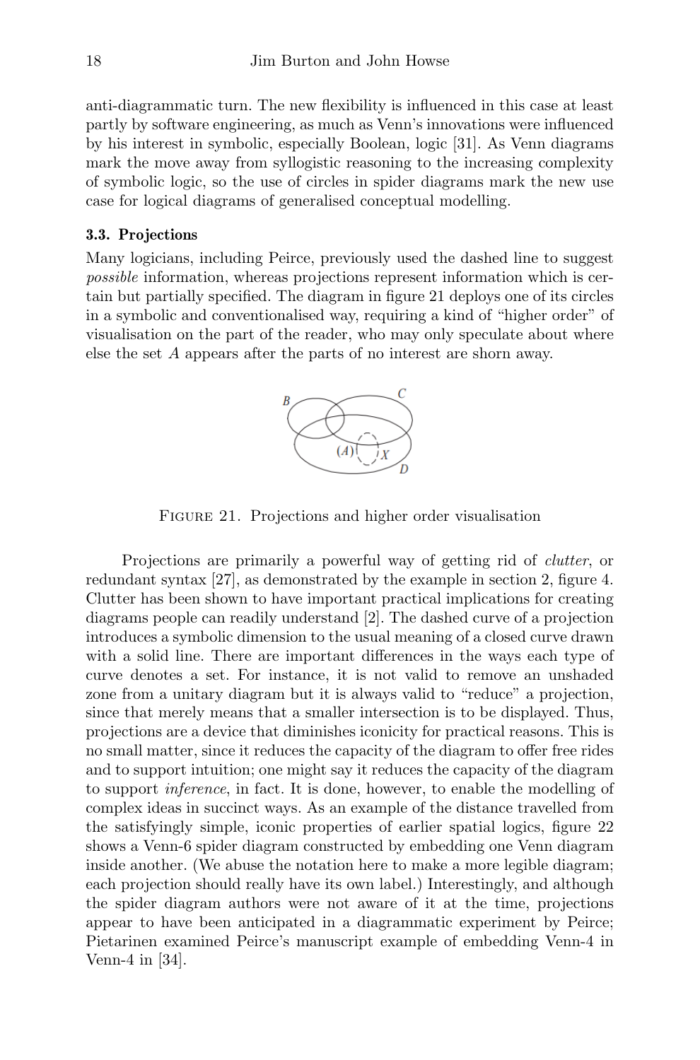anti-diagrammatic turn. The new flexibility is influenced in this case at least partly by software engineering, as much as Venn's innovations were influenced by his interest in symbolic, especially Boolean, logic [31]. As Venn diagrams mark the move away from syllogistic reasoning to the increasing complexity of symbolic logic, so the use of circles in spider diagrams mark the new use case for logical diagrams of generalised conceptual modelling.

### 3.3. Projections

Many logicians, including Peirce, previously used the dashed line to suggest *possible* information, whereas projections represent information which is certain but partially specified. The diagram in figure 21 deploys one of its circles in a symbolic and conventionalised way, requiring a kind of "higher order" of visualisation on the part of the reader, who may only speculate about where else the set $A$ appears after the parts of no interest are shorn away.

Figure 21. Projections and higher order visualisation

Projections are primarily a powerful way of getting rid of *clutter*, or redundant syntax [27], as demonstrated by the example in section 2, figure 4. Clutter has been shown to have important practical implications for creating diagrams people can readily understand [2]. The dashed curve of a projection introduces a symbolic dimension to the usual meaning of a closed curve drawn with a solid line. There are important differences in the ways each type of curve denotes a set. For instance, it is not valid to remove an unshaded zone from a unitary diagram but it is always valid to "reduce" a projection, since that merely means that a smaller intersection is to be displayed. Thus, projections are a device that diminishes iconicity for practical reasons. This is no small matter, since it reduces the capacity of the diagram to offer free rides and to support intuition; one might say it reduces the capacity of the diagram to support *inference*, in fact. It is done, however, to enable the modelling of complex ideas in succinct ways. As an example of the distance travelled from the satisfyingly simple, iconic properties of earlier spatial logics, figure 22 shows a Venn-6 spider diagram constructed by embedding one Venn diagram inside another. (We abuse the notation here to make a more legible diagram; each projection should really have its own label.) Interestingly, and although the spider diagram authors were not aware of it at the time, projections appear to have been anticipated in a diagrammatic experiment by Peirce; Pietarinen examined Peirce's manuscript example of embedding Venn-4 in Venn-4 in [34].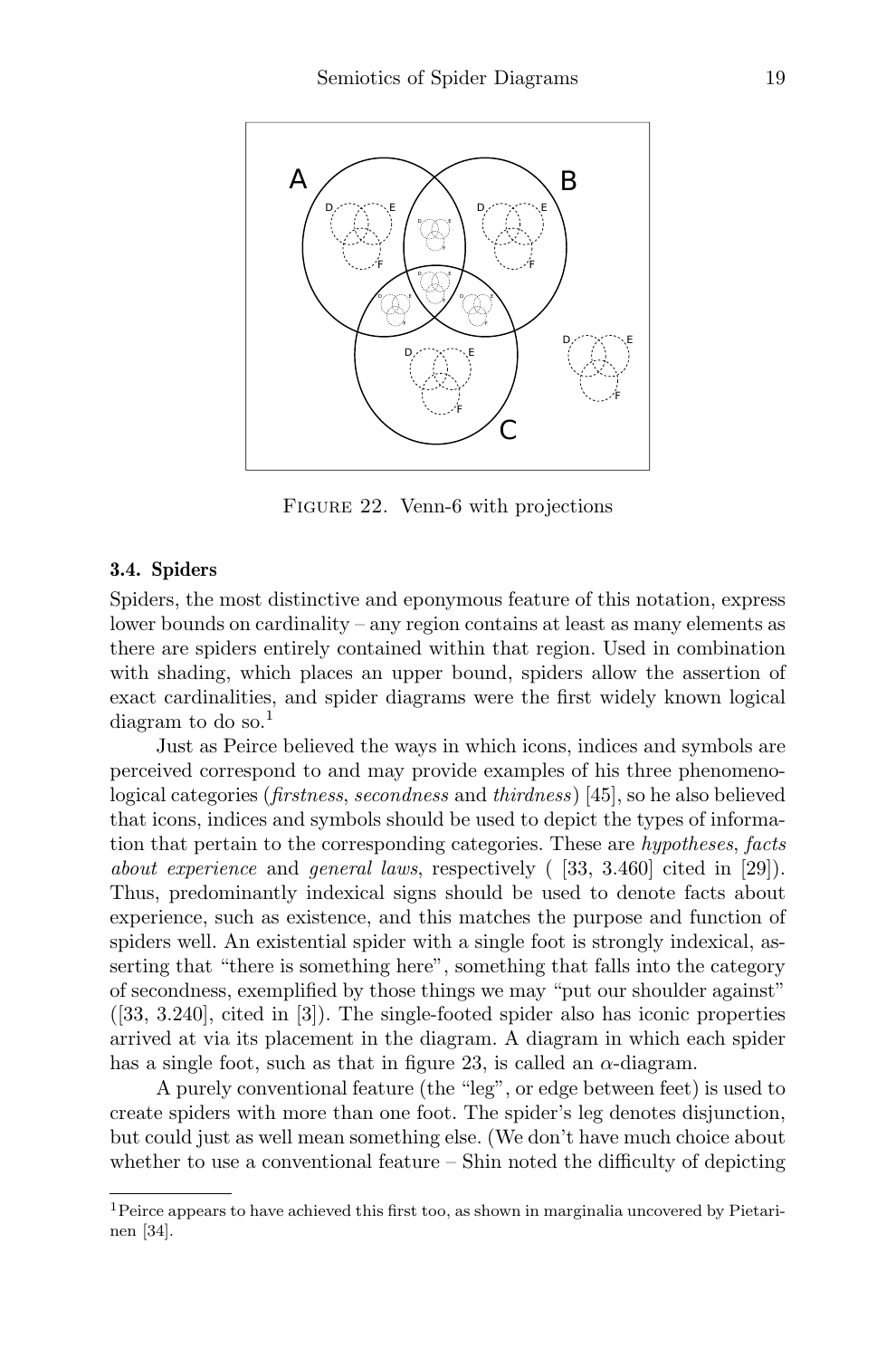FIGURE 22. Venn-6 with projections

### 3.4. Spiders

Spiders, the most distinctive and eponymous feature of this notation, express lower bounds on cardinality – any region contains at least as many elements as there are spiders entirely contained within that region. Used in combination with shading, which places an upper bound, spiders allow the assertion of exact cardinalities, and spider diagrams were the first widely known logical diagram to do so.[1]

Just as Peirce believed the ways in which icons, indices and symbols are perceived correspond to and may provide examples of his three phenomenological categories (*firstness*, *secondness* and *thirdness*) [45], so he also believed that icons, indices and symbols should be used to depict the types of information that pertain to the corresponding categories. These are *hypotheses*, *facts about experience* and *general laws*, respectively ( [33, 3.460] cited in [29]). Thus, predominantly indexical signs should be used to denote facts about experience, such as existence, and this matches the purpose and function of spiders well. An existential spider with a single foot is strongly indexical, asserting that "there is something here", something that falls into the category of secondness, exemplified by those things we may "put our shoulder against" ([33, 3.240], cited in [3]). The single-footed spider also has iconic properties arrived at via its placement in the diagram. A diagram in which each spider has a single foot, such as that in figure 23, is called an $\alpha$-diagram.

A purely conventional feature (the "leg", or edge between feet) is used to create spiders with more than one foot. The spider's leg denotes disjunction, but could just as well mean something else. (We don't have much choice about whether to use a conventional feature – Shin noted the difficulty of depicting

[1] Peirce appears to have achieved this first too, as shown in marginalia uncovered by Pietarinen [34].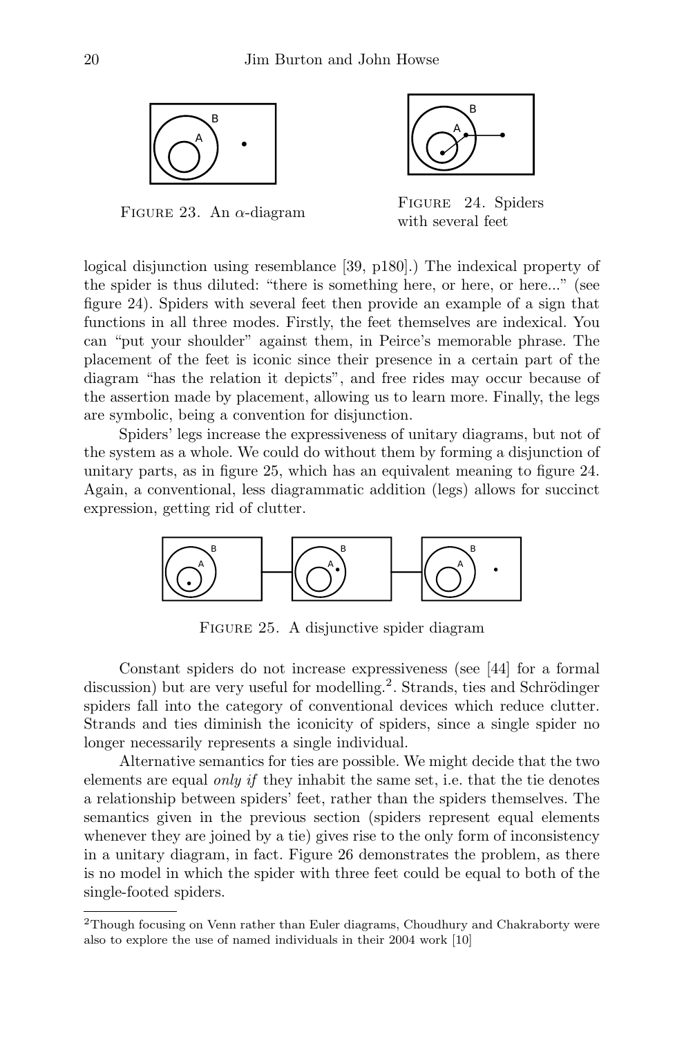FIGURE 23. An $\alpha$-diagram

FIGURE 24. Spiders with several feet

logical disjunction using resemblance [39, p180].) The indexical property of the spider is thus diluted: "there is something here, or here, or here..." (see figure 24). Spiders with several feet then provide an example of a sign that functions in all three modes. Firstly, the feet themselves are indexical. You can "put your shoulder" against them, in Peirce's memorable phrase. The placement of the feet is iconic since their presence in a certain part of the diagram "has the relation it depicts", and free rides may occur because of the assertion made by placement, allowing us to learn more. Finally, the legs are symbolic, being a convention for disjunction.

Spiders' legs increase the expressiveness of unitary diagrams, but not of the system as a whole. We could do without them by forming a disjunction of unitary parts, as in figure 25, which has an equivalent meaning to figure 24. Again, a conventional, less diagrammatic addition (legs) allows for succinct expression, getting rid of clutter.

FIGURE 25. A disjunctive spider diagram

Constant spiders do not increase expressiveness (see [44] for a formal discussion) but are very useful for modelling.[2]. Strands, ties and Schrödinger spiders fall into the category of conventional devices which reduce clutter. Strands and ties diminish the iconicity of spiders, since a single spider no longer necessarily represents a single individual.

Alternative semantics for ties are possible. We might decide that the two elements are equal *only if* they inhabit the same set, i.e. that the tie denotes a relationship between spiders' feet, rather than the spiders themselves. The semantics given in the previous section (spiders represent equal elements whenever they are joined by a tie) gives rise to the only form of inconsistency in a unitary diagram, in fact. Figure 26 demonstrates the problem, as there is no model in which the spider with three feet could be equal to both of the single-footed spiders.

---

[2]Though focusing on Venn rather than Euler diagrams, Choudhury and Chakraborty were also to explore the use of named individuals in their 2004 work [10]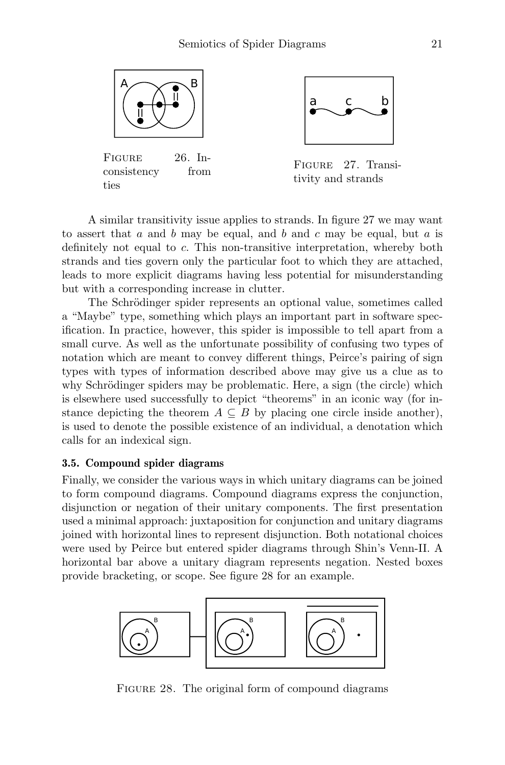Figure 26. Inconsistency from ties

Figure 27. Transitivity and strands

A similar transitivity issue applies to strands. In figure 27 we may want to assert that $a$ and $b$ may be equal, and $b$ and $c$ may be equal, but $a$ is definitely not equal to $c$. This non-transitive interpretation, whereby both strands and ties govern only the particular foot to which they are attached, leads to more explicit diagrams having less potential for misunderstanding but with a corresponding increase in clutter.

The Schrödinger spider represents an optional value, sometimes called a "Maybe" type, something which plays an important part in software specification. In practice, however, this spider is impossible to tell apart from a small curve. As well as the unfortunate possibility of confusing two types of notation which are meant to convey different things, Peirce's pairing of sign types with types of information described above may give us a clue as to why Schrödinger spiders may be problematic. Here, a sign (the circle) which is elsewhere used successfully to depict "theorems" in an iconic way (for instance depicting the theorem $A \subseteq B$ by placing one circle inside another), is used to denote the possible existence of an individual, a denotation which calls for an indexical sign.

### 3.5. Compound spider diagrams

Finally, we consider the various ways in which unitary diagrams can be joined to form compound diagrams. Compound diagrams express the conjunction, disjunction or negation of their unitary components. The first presentation used a minimal approach: juxtaposition for conjunction and unitary diagrams joined with horizontal lines to represent disjunction. Both notational choices were used by Peirce but entered spider diagrams through Shin's Venn-II. A horizontal bar above a unitary diagram represents negation. Nested boxes provide bracketing, or scope. See figure 28 for an example.

Figure 28. The original form of compound diagrams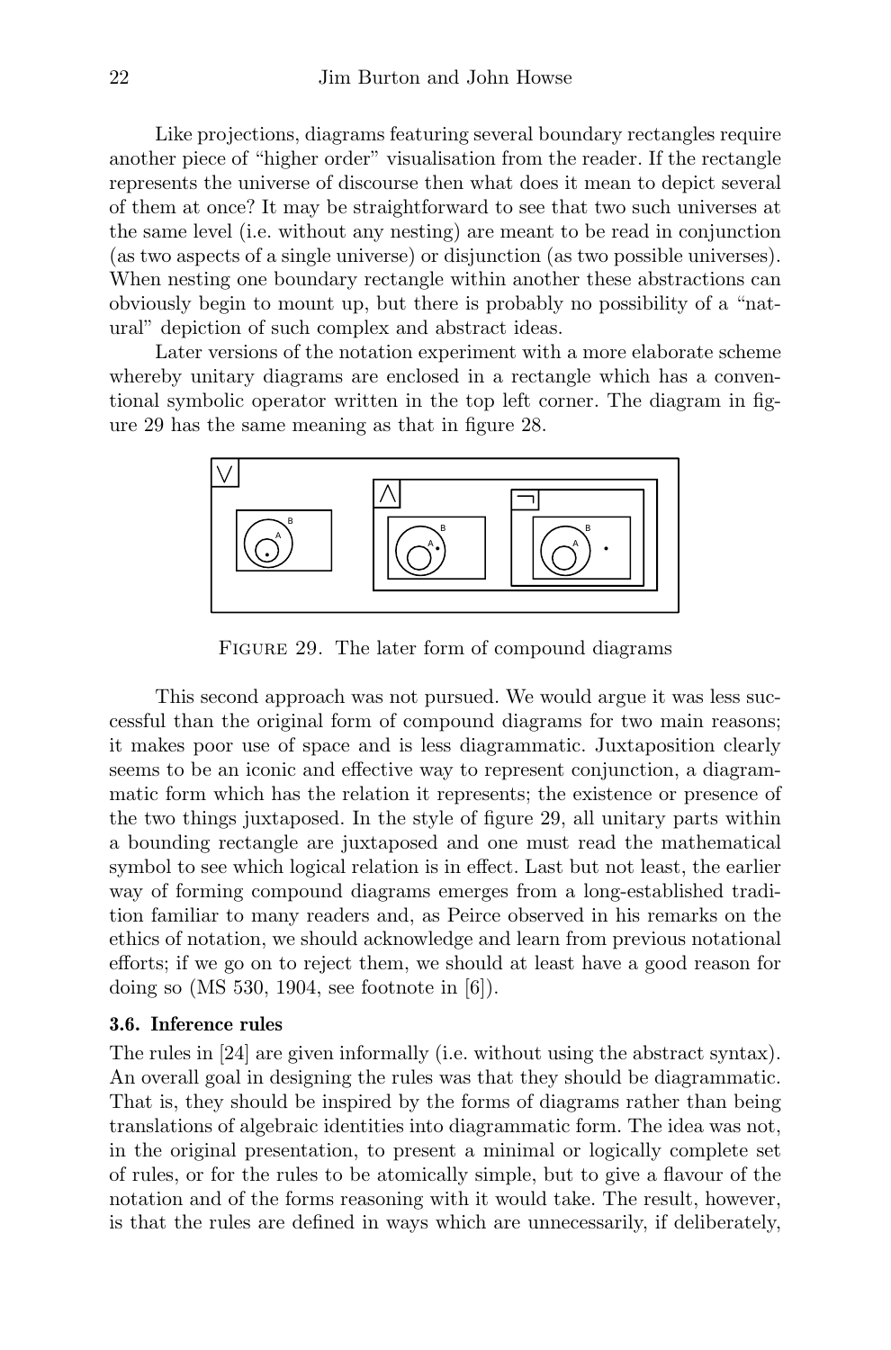Like projections, diagrams featuring several boundary rectangles require another piece of "higher order" visualisation from the reader. If the rectangle represents the universe of discourse then what does it mean to depict several of them at once? It may be straightforward to see that two such universes at the same level (i.e. without any nesting) are meant to be read in conjunction (as two aspects of a single universe) or disjunction (as two possible universes). When nesting one boundary rectangle within another these abstractions can obviously begin to mount up, but there is probably no possibility of a "natural" depiction of such complex and abstract ideas.

Later versions of the notation experiment with a more elaborate scheme whereby unitary diagrams are enclosed in a rectangle which has a conventional symbolic operator written in the top left corner. The diagram in figure 29 has the same meaning as that in figure 28.

FIGURE 29. The later form of compound diagrams

This second approach was not pursued. We would argue it was less successful than the original form of compound diagrams for two main reasons; it makes poor use of space and is less diagrammatic. Juxtaposition clearly seems to be an iconic and effective way to represent conjunction, a diagrammatic form which has the relation it represents; the existence or presence of the two things juxtaposed. In the style of figure 29, all unitary parts within a bounding rectangle are juxtaposed and one must read the mathematical symbol to see which logical relation is in effect. Last but not least, the earlier way of forming compound diagrams emerges from a long-established tradition familiar to many readers and, as Peirce observed in his remarks on the ethics of notation, we should acknowledge and learn from previous notational efforts; if we go on to reject them, we should at least have a good reason for doing so (MS 530, 1904, see footnote in [6]).

### 3.6. Inference rules

The rules in [24] are given informally (i.e. without using the abstract syntax). An overall goal in designing the rules was that they should be diagrammatic. That is, they should be inspired by the forms of diagrams rather than being translations of algebraic identities into diagrammatic form. The idea was not, in the original presentation, to present a minimal or logically complete set of rules, or for the rules to be atomically simple, but to give a flavour of the notation and of the forms reasoning with it would take. The result, however, is that the rules are defined in ways which are unnecessarily, if deliberately,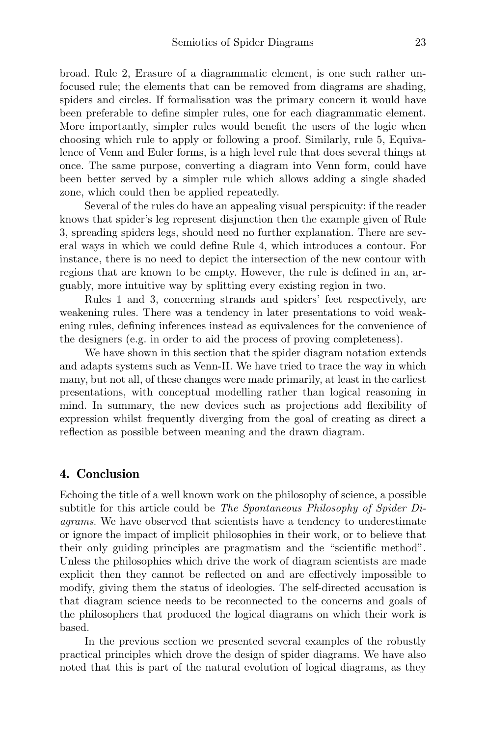broad. Rule 2, Erasure of a diagrammatic element, is one such rather unfocused rule; the elements that can be removed from diagrams are shading, spiders and circles. If formalisation was the primary concern it would have been preferable to define simpler rules, one for each diagrammatic element. More importantly, simpler rules would benefit the users of the logic when choosing which rule to apply or following a proof. Similarly, rule 5, Equivalence of Venn and Euler forms, is a high level rule that does several things at once. The same purpose, converting a diagram into Venn form, could have been better served by a simpler rule which allows adding a single shaded zone, which could then be applied repeatedly.

Several of the rules do have an appealing visual perspicuity: if the reader knows that spider's leg represent disjunction then the example given of Rule 3, spreading spiders legs, should need no further explanation. There are several ways in which we could define Rule 4, which introduces a contour. For instance, there is no need to depict the intersection of the new contour with regions that are known to be empty. However, the rule is defined in an, arguably, more intuitive way by splitting every existing region in two.

Rules 1 and 3, concerning strands and spiders' feet respectively, are weakening rules. There was a tendency in later presentations to void weakening rules, defining inferences instead as equivalences for the convenience of the designers (e.g. in order to aid the process of proving completeness).

We have shown in this section that the spider diagram notation extends and adapts systems such as Venn-II. We have tried to trace the way in which many, but not all, of these changes were made primarily, at least in the earliest presentations, with conceptual modelling rather than logical reasoning in mind. In summary, the new devices such as projections add flexibility of expression whilst frequently diverging from the goal of creating as direct a reflection as possible between meaning and the drawn diagram.

## 4. Conclusion

Echoing the title of a well known work on the philosophy of science, a possible subtitle for this article could be *The Spontaneous Philosophy of Spider Diagrams*. We have observed that scientists have a tendency to underestimate or ignore the impact of implicit philosophies in their work, or to believe that their only guiding principles are pragmatism and the "scientific method". Unless the philosophies which drive the work of diagram scientists are made explicit then they cannot be reflected on and are effectively impossible to modify, giving them the status of ideologies. The self-directed accusation is that diagram science needs to be reconnected to the concerns and goals of the philosophers that produced the logical diagrams on which their work is based.

In the previous section we presented several examples of the robustly practical principles which drove the design of spider diagrams. We have also noted that this is part of the natural evolution of logical diagrams, as they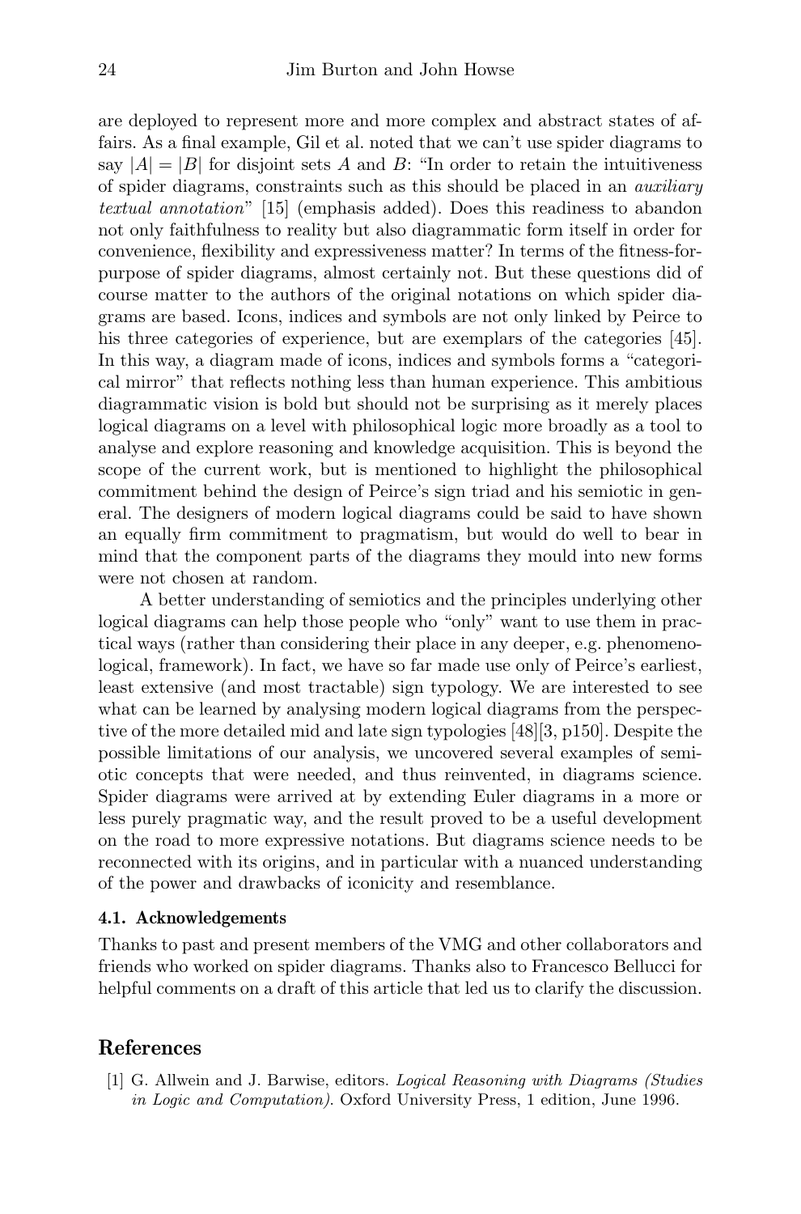are deployed to represent more and more complex and abstract states of affairs. As a final example, Gil et al. noted that we can't use spider diagrams to say $|A| = |B|$ for disjoint sets $A$ and $B$: "In order to retain the intuitiveness of spider diagrams, constraints such as this should be placed in an *auxiliary textual annotation*" [15] (emphasis added). Does this readiness to abandon not only faithfulness to reality but also diagrammatic form itself in order for convenience, flexibility and expressiveness matter? In terms of the fitness-for-purpose of spider diagrams, almost certainly not. But these questions did of course matter to the authors of the original notations on which spider diagrams are based. Icons, indices and symbols are not only linked by Peirce to his three categories of experience, but are exemplars of the categories [45]. In this way, a diagram made of icons, indices and symbols forms a "categorical mirror" that reflects nothing less than human experience. This ambitious diagrammatic vision is bold but should not be surprising as it merely places logical diagrams on a level with philosophical logic more broadly as a tool to analyse and explore reasoning and knowledge acquisition. This is beyond the scope of the current work, but is mentioned to highlight the philosophical commitment behind the design of Peirce's sign triad and his semiotic in general. The designers of modern logical diagrams could be said to have shown an equally firm commitment to pragmatism, but would do well to bear in mind that the component parts of the diagrams they mould into new forms were not chosen at random.

A better understanding of semiotics and the principles underlying other logical diagrams can help those people who "only" want to use them in practical ways (rather than considering their place in any deeper, e.g. phenomenological, framework). In fact, we have so far made use only of Peirce's earliest, least extensive (and most tractable) sign typology. We are interested to see what can be learned by analysing modern logical diagrams from the perspective of the more detailed mid and late sign typologies [48][3, p150]. Despite the possible limitations of our analysis, we uncovered several examples of semiotic concepts that were needed, and thus reinvented, in diagrams science. Spider diagrams were arrived at by extending Euler diagrams in a more or less purely pragmatic way, and the result proved to be a useful development on the road to more expressive notations. But diagrams science needs to be reconnected with its origins, and in particular with a nuanced understanding of the power and drawbacks of iconicity and resemblance.

### 4.1. Acknowledgements

Thanks to past and present members of the VMG and other collaborators and friends who worked on spider diagrams. Thanks also to Francesco Bellucci for helpful comments on a draft of this article that led us to clarify the discussion.

## References

[1] G. Allwein and J. Barwise, editors. *Logical Reasoning with Diagrams (Studies in Logic and Computation)*. Oxford University Press, 1 edition, June 1996.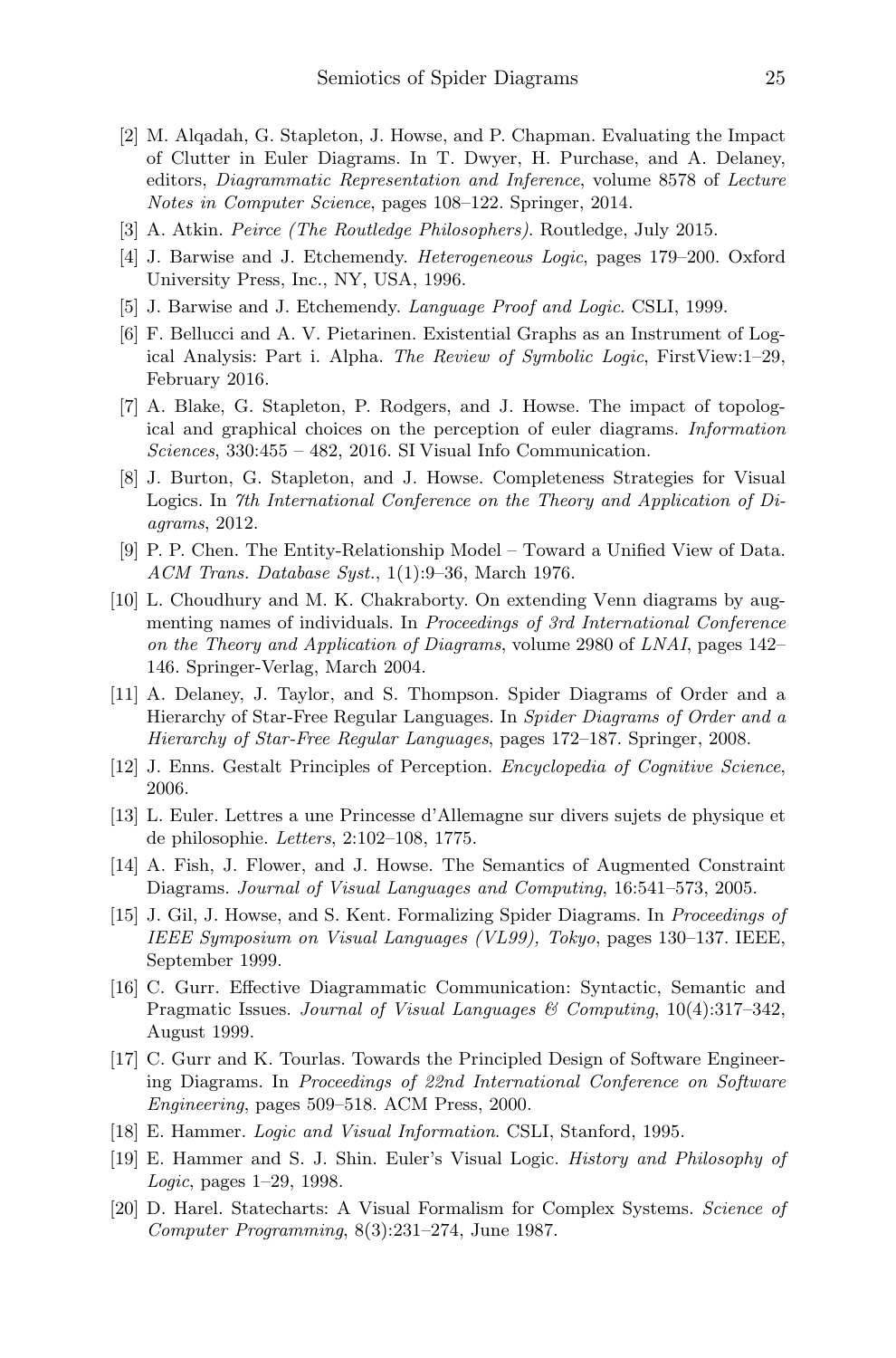[2] M. Alqadah, G. Stapleton, J. Howse, and P. Chapman. Evaluating the Impact of Clutter in Euler Diagrams. In T. Dwyer, H. Purchase, and A. Delaney, editors, *Diagrammatic Representation and Inference*, volume 8578 of *Lecture Notes in Computer Science*, pages 108–122. Springer, 2014.

[3] A. Atkin. *Peirce (The Routledge Philosophers)*. Routledge, July 2015.

[4] J. Barwise and J. Etchemendy. *Heterogeneous Logic*, pages 179–200. Oxford University Press, Inc., NY, USA, 1996.

[5] J. Barwise and J. Etchemendy. *Language Proof and Logic*. CSLI, 1999.

[6] F. Bellucci and A. V. Pietarinen. Existential Graphs as an Instrument of Logical Analysis: Part i. Alpha. *The Review of Symbolic Logic*, FirstView:1–29, February 2016.

[7] A. Blake, G. Stapleton, P. Rodgers, and J. Howse. The impact of topological and graphical choices on the perception of euler diagrams. *Information Sciences*, 330:455 – 482, 2016. SI Visual Info Communication.

[8] J. Burton, G. Stapleton, and J. Howse. Completeness Strategies for Visual Logics. In *7th International Conference on the Theory and Application of Diagrams*, 2012.

[9] P. P. Chen. The Entity-Relationship Model – Toward a Unified View of Data. *ACM Trans. Database Syst.*, 1(1):9–36, March 1976.

[10] L. Choudhury and M. K. Chakraborty. On extending Venn diagrams by augmenting names of individuals. In *Proceedings of 3rd International Conference on the Theory and Application of Diagrams*, volume 2980 of *LNAI*, pages 142–146. Springer-Verlag, March 2004.

[11] A. Delaney, J. Taylor, and S. Thompson. Spider Diagrams of Order and a Hierarchy of Star-Free Regular Languages. In *Spider Diagrams of Order and a Hierarchy of Star-Free Regular Languages*, pages 172–187. Springer, 2008.

[12] J. Enns. Gestalt Principles of Perception. *Encyclopedia of Cognitive Science*, 2006.

[13] L. Euler. Lettres a une Princesse d'Allemagne sur divers sujets de physique et de philosophie. *Letters*, 2:102–108, 1775.

[14] A. Fish, J. Flower, and J. Howse. The Semantics of Augmented Constraint Diagrams. *Journal of Visual Languages and Computing*, 16:541–573, 2005.

[15] J. Gil, J. Howse, and S. Kent. Formalizing Spider Diagrams. In *Proceedings of IEEE Symposium on Visual Languages (VL99), Tokyo*, pages 130–137. IEEE, September 1999.

[16] C. Gurr. Effective Diagrammatic Communication: Syntactic, Semantic and Pragmatic Issues. *Journal of Visual Languages & Computing*, 10(4):317–342, August 1999.

[17] C. Gurr and K. Tourlas. Towards the Principled Design of Software Engineering Diagrams. In *Proceedings of 22nd International Conference on Software Engineering*, pages 509–518. ACM Press, 2000.

[18] E. Hammer. *Logic and Visual Information*. CSLI, Stanford, 1995.

[19] E. Hammer and S. J. Shin. Euler's Visual Logic. *History and Philosophy of Logic*, pages 1–29, 1998.

[20] D. Harel. Statecharts: A Visual Formalism for Complex Systems. *Science of Computer Programming*, 8(3):231–274, June 1987.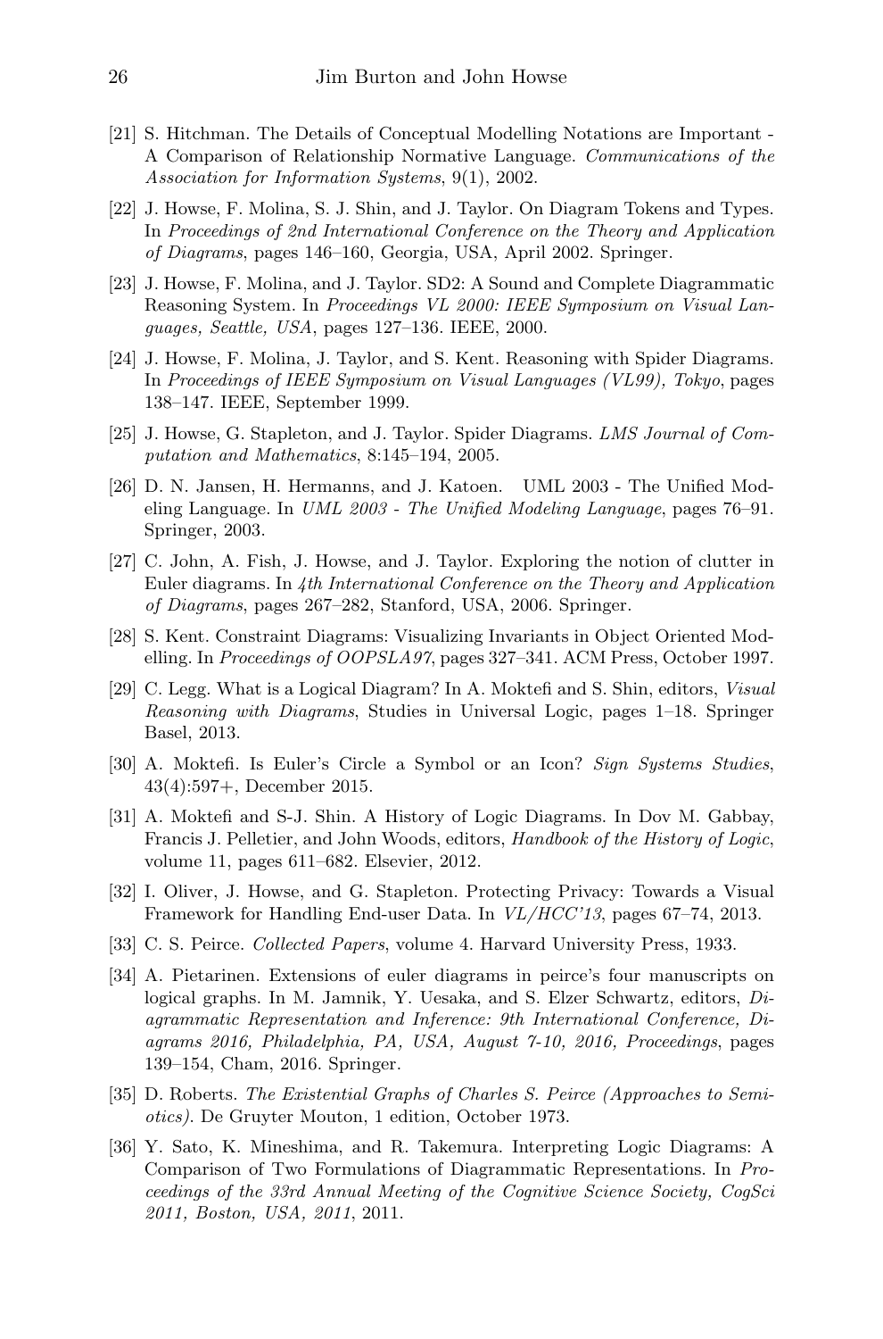[21] S. Hitchman. The Details of Conceptual Modelling Notations are Important - A Comparison of Relationship Normative Language. *Communications of the Association for Information Systems*, 9(1), 2002.

[22] J. Howse, F. Molina, S. J. Shin, and J. Taylor. On Diagram Tokens and Types. In *Proceedings of 2nd International Conference on the Theory and Application of Diagrams*, pages 146–160, Georgia, USA, April 2002. Springer.

[23] J. Howse, F. Molina, and J. Taylor. SD2: A Sound and Complete Diagrammatic Reasoning System. In *Proceedings VL 2000: IEEE Symposium on Visual Languages, Seattle, USA*, pages 127–136. IEEE, 2000.

[24] J. Howse, F. Molina, J. Taylor, and S. Kent. Reasoning with Spider Diagrams. In *Proceedings of IEEE Symposium on Visual Languages (VL99), Tokyo*, pages 138–147. IEEE, September 1999.

[25] J. Howse, G. Stapleton, and J. Taylor. Spider Diagrams. *LMS Journal of Computation and Mathematics*, 8:145–194, 2005.

[26] D. N. Jansen, H. Hermanns, and J. Katoen. UML 2003 - The Unified Modeling Language. In *UML 2003 - The Unified Modeling Language*, pages 76–91. Springer, 2003.

[27] C. John, A. Fish, J. Howse, and J. Taylor. Exploring the notion of clutter in Euler diagrams. In *4th International Conference on the Theory and Application of Diagrams*, pages 267–282, Stanford, USA, 2006. Springer.

[28] S. Kent. Constraint Diagrams: Visualizing Invariants in Object Oriented Modelling. In *Proceedings of OOPSLA97*, pages 327–341. ACM Press, October 1997.

[29] C. Legg. What is a Logical Diagram? In A. Moktefi and S. Shin, editors, *Visual Reasoning with Diagrams*, Studies in Universal Logic, pages 1–18. Springer Basel, 2013.

[30] A. Moktefi. Is Euler's Circle a Symbol or an Icon? *Sign Systems Studies*, 43(4):597+, December 2015.

[31] A. Moktefi and S-J. Shin. A History of Logic Diagrams. In Dov M. Gabbay, Francis J. Pelletier, and John Woods, editors, *Handbook of the History of Logic*, volume 11, pages 611–682. Elsevier, 2012.

[32] I. Oliver, J. Howse, and G. Stapleton. Protecting Privacy: Towards a Visual Framework for Handling End-user Data. In *VL/HCC'13*, pages 67–74, 2013.

[33] C. S. Peirce. *Collected Papers*, volume 4. Harvard University Press, 1933.

[34] A. Pietarinen. Extensions of euler diagrams in peirce's four manuscripts on logical graphs. In M. Jamnik, Y. Uesaka, and S. Elzer Schwartz, editors, *Diagrammatic Representation and Inference: 9th International Conference, Diagrams 2016, Philadelphia, PA, USA, August 7-10, 2016, Proceedings*, pages 139–154, Cham, 2016. Springer.

[35] D. Roberts. *The Existential Graphs of Charles S. Peirce (Approaches to Semiotics)*. De Gruyter Mouton, 1 edition, October 1973.

[36] Y. Sato, K. Mineshima, and R. Takemura. Interpreting Logic Diagrams: A Comparison of Two Formulations of Diagrammatic Representations. In *Proceedings of the 33rd Annual Meeting of the Cognitive Science Society, CogSci 2011, Boston, USA, 2011*, 2011.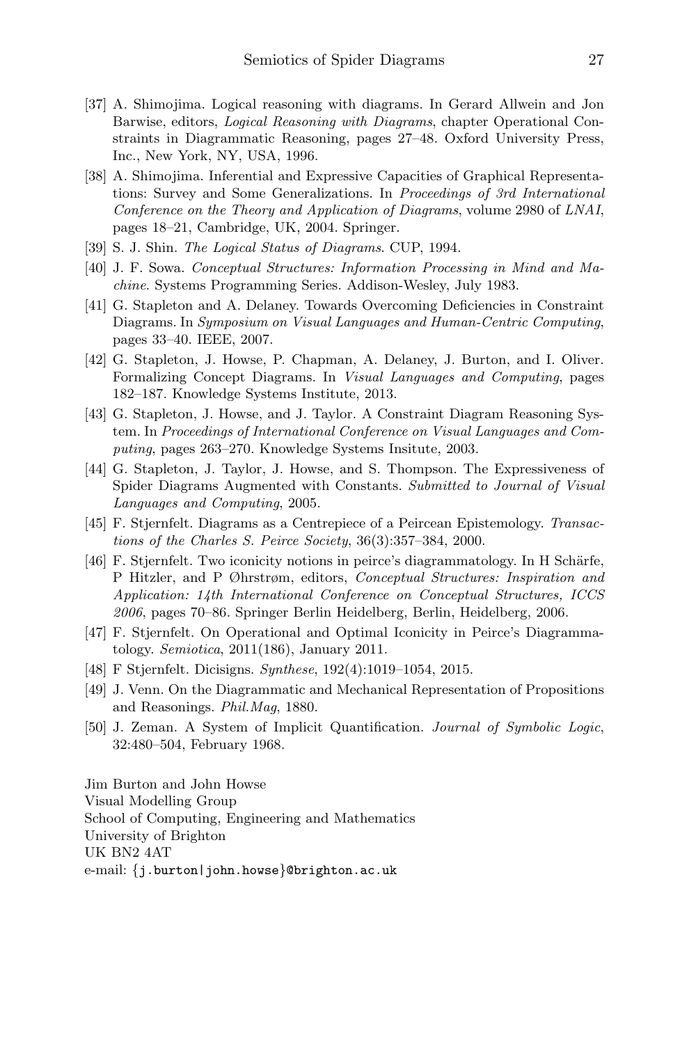[37] A. Shimojima. Logical reasoning with diagrams. In Gerard Allwein and Jon Barwise, editors, *Logical Reasoning with Diagrams*, chapter Operational Constraints in Diagrammatic Reasoning, pages 27–48. Oxford University Press, Inc., New York, NY, USA, 1996.

[38] A. Shimojima. Inferential and Expressive Capacities of Graphical Representations: Survey and Some Generalizations. In *Proceedings of 3rd International Conference on the Theory and Application of Diagrams*, volume 2980 of *LNAI*, pages 18–21, Cambridge, UK, 2004. Springer.

[39] S. J. Shin. *The Logical Status of Diagrams*. CUP, 1994.

[40] J. F. Sowa. *Conceptual Structures: Information Processing in Mind and Machine*. Systems Programming Series. Addison-Wesley, July 1983.

[41] G. Stapleton and A. Delaney. Towards Overcoming Deficiencies in Constraint Diagrams. In *Symposium on Visual Languages and Human-Centric Computing*, pages 33–40. IEEE, 2007.

[42] G. Stapleton, J. Howse, P. Chapman, A. Delaney, J. Burton, and I. Oliver. Formalizing Concept Diagrams. In *Visual Languages and Computing*, pages 182–187. Knowledge Systems Institute, 2013.

[43] G. Stapleton, J. Howse, and J. Taylor. A Constraint Diagram Reasoning System. In *Proceedings of International Conference on Visual Languages and Computing*, pages 263–270. Knowledge Systems Insitute, 2003.

[44] G. Stapleton, J. Taylor, J. Howse, and S. Thompson. The Expressiveness of Spider Diagrams Augmented with Constants. *Submitted to Journal of Visual Languages and Computing*, 2005.

[45] F. Stjernfelt. Diagrams as a Centrepiece of a Peircean Epistemology. *Transactions of the Charles S. Peirce Society*, 36(3):357–384, 2000.

[46] F. Stjernfelt. Two iconicity notions in peirce's diagrammatology. In H Schärfe, P Hitzler, and P Øhrstrøm, editors, *Conceptual Structures: Inspiration and Application: 14th International Conference on Conceptual Structures, ICCS 2006*, pages 70–86. Springer Berlin Heidelberg, Berlin, Heidelberg, 2006.

[47] F. Stjernfelt. On Operational and Optimal Iconicity in Peirce's Diagrammatology. *Semiotica*, 2011(186), January 2011.

[48] F Stjernfelt. Dicisigns. *Synthese*, 192(4):1019–1054, 2015.

[49] J. Venn. On the Diagrammatic and Mechanical Representation of Propositions and Reasonings. *Phil.Mag*, 1880.

[50] J. Zeman. A System of Implicit Quantification. *Journal of Symbolic Logic*, 32:480–504, February 1968.

Jim Burton and John Howse
Visual Modelling Group
School of Computing, Engineering and Mathematics
University of Brighton
UK BN2 4AT
e-mail: `{j.burton|john.howse}@brighton.ac.uk`